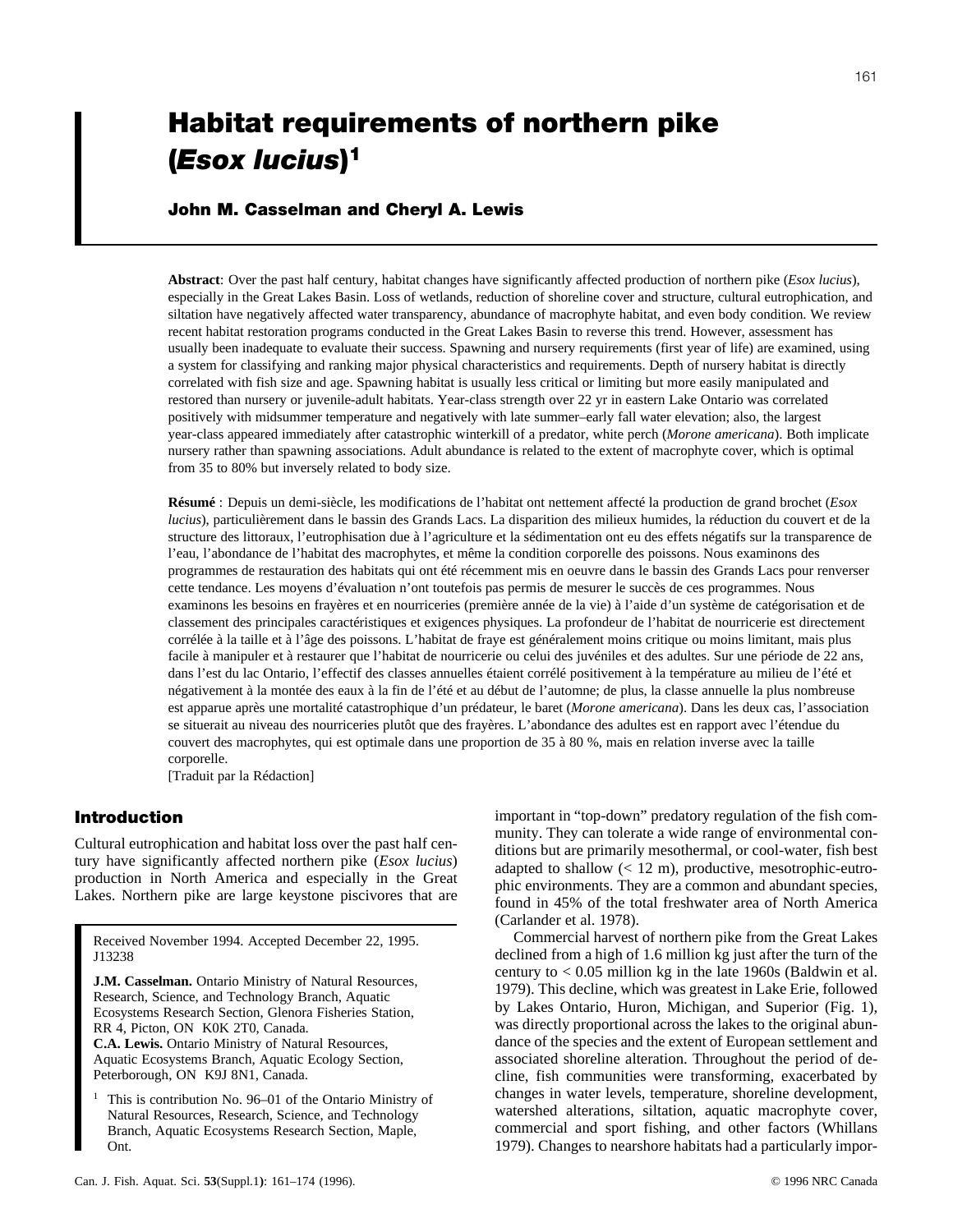# Habitat requirements of northern pike (*Esox lucius*)[1]

**John M. Casselman and Cheryl A. Lewis**

**Abstract**: Over the past half century, habitat changes have significantly affected production of northern pike (*Esox lucius*), especially in the Great Lakes Basin. Loss of wetlands, reduction of shoreline cover and structure, cultural eutrophication, and siltation have negatively affected water transparency, abundance of macrophyte habitat, and even body condition. We review recent habitat restoration programs conducted in the Great Lakes Basin to reverse this trend. However, assessment has usually been inadequate to evaluate their success. Spawning and nursery requirements (first year of life) are examined, using a system for classifying and ranking major physical characteristics and requirements. Depth of nursery habitat is directly correlated with fish size and age. Spawning habitat is usually less critical or limiting but more easily manipulated and restored than nursery or juvenile-adult habitats. Year-class strength over 22 yr in eastern Lake Ontario was correlated positively with midsummer temperature and negatively with late summer–early fall water elevation; also, the largest year-class appeared immediately after catastrophic winterkill of a predator, white perch (*Morone americana*). Both implicate nursery rather than spawning associations. Adult abundance is related to the extent of macrophyte cover, which is optimal from 35 to 80% but inversely related to body size.

**Résumé** : Depuis un demi-siècle, les modifications de l'habitat ont nettement affecté la production de grand brochet (*Esox lucius*), particulièrement dans le bassin des Grands Lacs. La disparition des milieux humides, la réduction du couvert et de la structure des littoraux, l'eutrophisation due à l'agriculture et la sédimentation ont eu des effets négatifs sur la transparence de l'eau, l'abondance de l'habitat des macrophytes, et même la condition corporelle des poissons. Nous examinons des programmes de restauration des habitats qui ont été récemment mis en oeuvre dans le bassin des Grands Lacs pour renverser cette tendance. Les moyens d'évaluation n'ont toutefois pas permis de mesurer le succès de ces programmes. Nous examinons les besoins en frayères et en nourriceries (première année de la vie) à l'aide d'un système de catégorisation et de classement des principales caractéristiques et exigences physiques. La profondeur de l'habitat de nourricerie est directement corrélée à la taille et à l'âge des poissons. L'habitat de fraye est généralement moins critique ou moins limitant, mais plus facile à manipuler et à restaurer que l'habitat de nourricerie ou celui des juvéniles et des adultes. Sur une période de 22 ans, dans l'est du lac Ontario, l'effectif des classes annuelles étaient corrélé positivement à la température au milieu de l'été et négativement à la montée des eaux à la fin de l'été et au début de l'automne; de plus, la classe annuelle la plus nombreuse est apparue après une mortalité catastrophique d'un prédateur, le baret (*Morone americana*). Dans les deux cas, l'association se situerait au niveau des nourriceries plutôt que des frayères. L'abondance des adultes est en rapport avec l'étendue du couvert des macrophytes, qui est optimale dans une proportion de 35 à 80 %, mais en relation inverse avec la taille corporelle.

[Traduit par la Rédaction]

## Introduction

Cultural eutrophication and habitat loss over the past half century have significantly affected northern pike (*Esox lucius*) production in North America and especially in the Great Lakes. Northern pike are large keystone piscivores that are important in "top-down" predatory regulation of the fish community. They can tolerate a wide range of environmental conditions but are primarily mesothermal, or cool-water, fish best adapted to shallow (< 12 m), productive, mesotrophic-eutrophic environments. They are a common and abundant species, found in 45% of the total freshwater area of North America (Carlander et al. 1978).

Commercial harvest of northern pike from the Great Lakes declined from a high of 1.6 million kg just after the turn of the century to < 0.05 million kg in the late 1960s (Baldwin et al. 1979). This decline, which was greatest in Lake Erie, followed by Lakes Ontario, Huron, Michigan, and Superior (Fig. 1), was directly proportional across the lakes to the original abundance of the species and the extent of European settlement and associated shoreline alteration. Throughout the period of decline, fish communities were transforming, exacerbated by changes in water levels, temperature, shoreline development, watershed alterations, siltation, aquatic macrophyte cover, commercial and sport fishing, and other factors (Whillans 1979). Changes to nearshore habitats had a particularly impor-

Received November 1994. Accepted December 22, 1995. J13238

**J.M. Casselman.** Ontario Ministry of Natural Resources, Research, Science, and Technology Branch, Aquatic Ecosystems Research Section, Glenora Fisheries Station, RR 4, Picton, ON K0K 2T0, Canada.
**C.A. Lewis.** Ontario Ministry of Natural Resources, Aquatic Ecosystems Branch, Aquatic Ecology Section, Peterborough, ON K9J 8N1, Canada.

[1] This is contribution No. 96–01 of the Ontario Ministry of Natural Resources, Research, Science, and Technology Branch, Aquatic Ecosystems Research Section, Maple, Ont.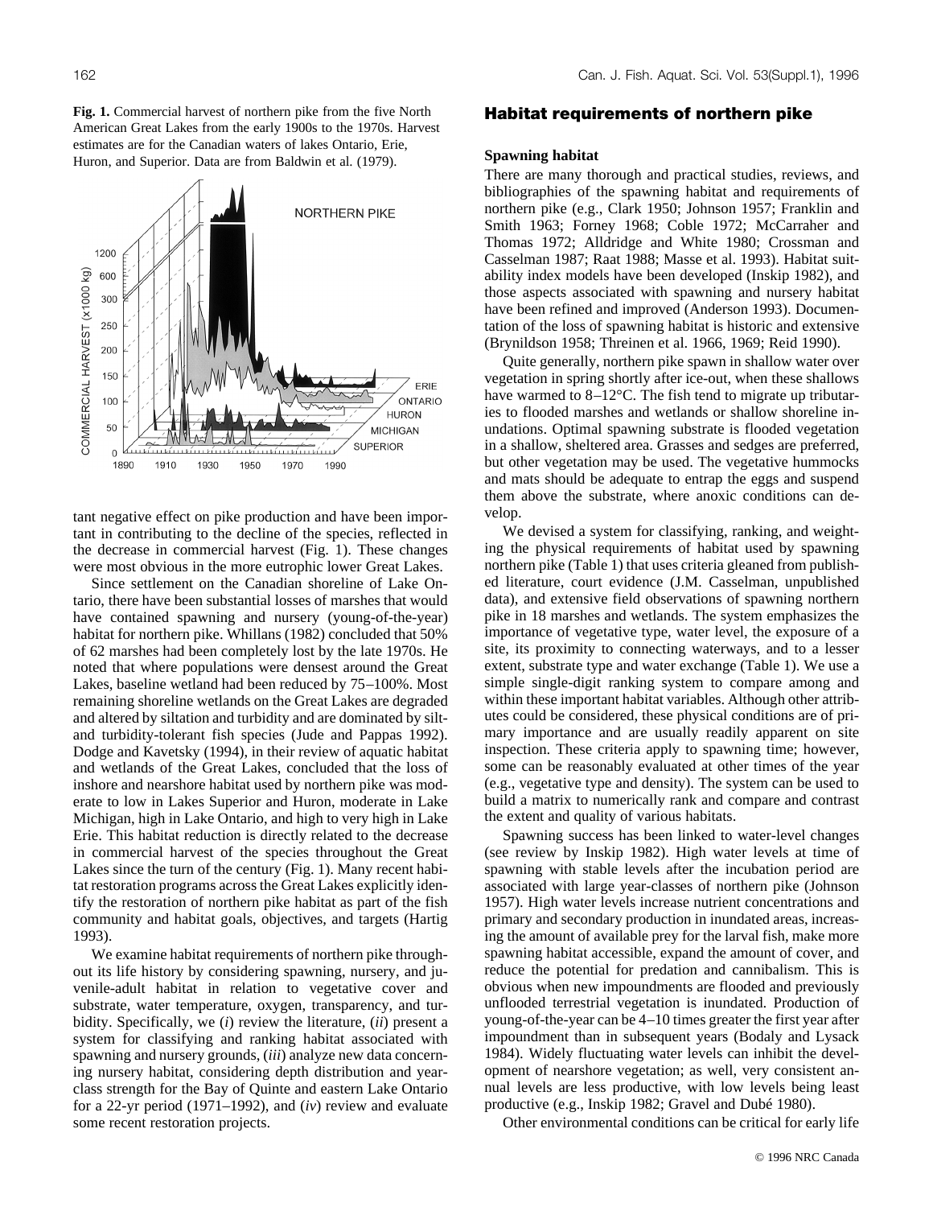**Fig. 1.** Commercial harvest of northern pike from the five North American Great Lakes from the early 1900s to the 1970s. Harvest estimates are for the Canadian waters of lakes Ontario, Erie, Huron, and Superior. Data are from Baldwin et al. (1979).

tant negative effect on pike production and have been important in contributing to the decline of the species, reflected in the decrease in commercial harvest (Fig. 1). These changes were most obvious in the more eutrophic lower Great Lakes.

Since settlement on the Canadian shoreline of Lake Ontario, there have been substantial losses of marshes that would have contained spawning and nursery (young-of-the-year) habitat for northern pike. Whillans (1982) concluded that 50% of 62 marshes had been completely lost by the late 1970s. He noted that where populations were densest around the Great Lakes, baseline wetland had been reduced by 75–100%. Most remaining shoreline wetlands on the Great Lakes are degraded and altered by siltation and turbidity and are dominated by silt- and turbidity-tolerant fish species (Jude and Pappas 1992). Dodge and Kavetsky (1994), in their review of aquatic habitat and wetlands of the Great Lakes, concluded that the loss of inshore and nearshore habitat used by northern pike was moderate to low in Lakes Superior and Huron, moderate in Lake Michigan, high in Lake Ontario, and high to very high in Lake Erie. This habitat reduction is directly related to the decrease in commercial harvest of the species throughout the Great Lakes since the turn of the century (Fig. 1). Many recent habitat restoration programs across the Great Lakes explicitly identify the restoration of northern pike habitat as part of the fish community and habitat goals, objectives, and targets (Hartig 1993).

We examine habitat requirements of northern pike throughout its life history by considering spawning, nursery, and juvenile-adult habitat in relation to vegetative cover and substrate, water temperature, oxygen, transparency, and turbidity. Specifically, we (*i*) review the literature, (*ii*) present a system for classifying and ranking habitat associated with spawning and nursery grounds, (*iii*) analyze new data concerning nursery habitat, considering depth distribution and year-class strength for the Bay of Quinte and eastern Lake Ontario for a 22-yr period (1971–1992), and (*iv*) review and evaluate some recent restoration projects.

## Habitat requirements of northern pike

### Spawning habitat

There are many thorough and practical studies, reviews, and bibliographies of the spawning habitat and requirements of northern pike (e.g., Clark 1950; Johnson 1957; Franklin and Smith 1963; Forney 1968; Coble 1972; McCarraher and Thomas 1972; Alldridge and White 1980; Crossman and Casselman 1987; Raat 1988; Masse et al. 1993). Habitat suitability index models have been developed (Inskip 1982), and those aspects associated with spawning and nursery habitat have been refined and improved (Anderson 1993). Documentation of the loss of spawning habitat is historic and extensive (Brynildson 1958; Threinen et al. 1966, 1969; Reid 1990).

Quite generally, northern pike spawn in shallow water over vegetation in spring shortly after ice-out, when these shallows have warmed to 8–12°C. The fish tend to migrate up tributaries to flooded marshes and wetlands or shallow shoreline inundations. Optimal spawning substrate is flooded vegetation in a shallow, sheltered area. Grasses and sedges are preferred, but other vegetation may be used. The vegetative hummocks and mats should be adequate to entrap the eggs and suspend them above the substrate, where anoxic conditions can develop.

We devised a system for classifying, ranking, and weighting the physical requirements of habitat used by spawning northern pike (Table 1) that uses criteria gleaned from published literature, court evidence (J.M. Casselman, unpublished data), and extensive field observations of spawning northern pike in 18 marshes and wetlands. The system emphasizes the importance of vegetative type, water level, the exposure of a site, its proximity to connecting waterways, and to a lesser extent, substrate type and water exchange (Table 1). We use a simple single-digit ranking system to compare among and within these important habitat variables. Although other attributes could be considered, these physical conditions are of primary importance and are usually readily apparent on site inspection. These criteria apply to spawning time; however, some can be reasonably evaluated at other times of the year (e.g., vegetative type and density). The system can be used to build a matrix to numerically rank and compare and contrast the extent and quality of various habitats.

Spawning success has been linked to water-level changes (see review by Inskip 1982). High water levels at time of spawning with stable levels after the incubation period are associated with large year-classes of northern pike (Johnson 1957). High water levels increase nutrient concentrations and primary and secondary production in inundated areas, increasing the amount of available prey for the larval fish, make more spawning habitat accessible, expand the amount of cover, and reduce the potential for predation and cannibalism. This is obvious when new impoundments are flooded and previously unflooded terrestrial vegetation is inundated. Production of young-of-the-year can be 4–10 times greater the first year after impoundment than in subsequent years (Bodaly and Lysack 1984). Widely fluctuating water levels can inhibit the development of nearshore vegetation; as well, very consistent annual levels are less productive, with low levels being least productive (e.g., Inskip 1982; Gravel and Dubé 1980).

Other environmental conditions can be critical for early life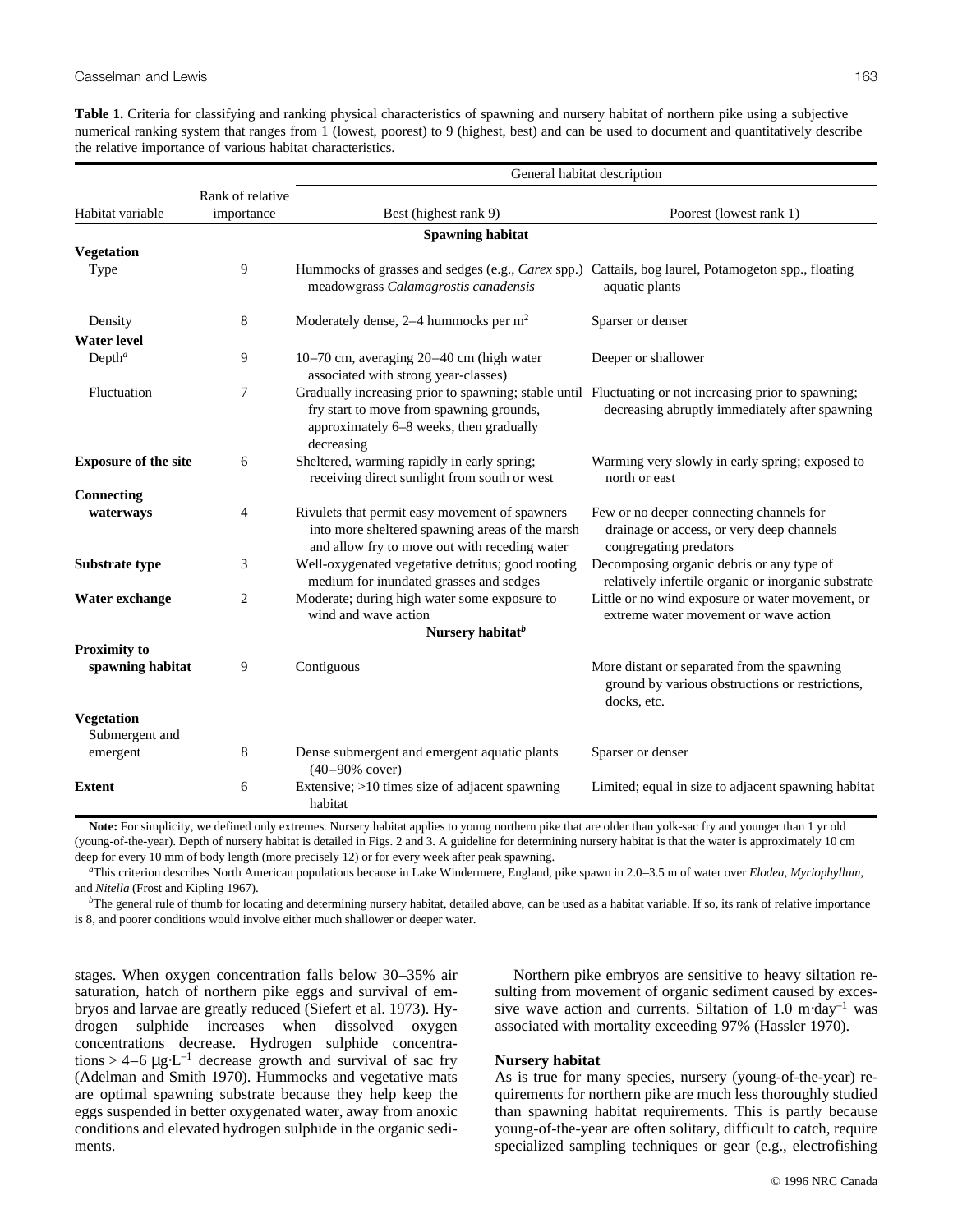**Table 1.** Criteria for classifying and ranking physical characteristics of spawning and nursery habitat of northern pike using a subjective numerical ranking system that ranges from 1 (lowest, poorest) to 9 (highest, best) and can be used to document and quantitatively describe the relative importance of various habitat characteristics.

| Habitat variable | Rank of relative importance | General habitat description: Best (highest rank 9) | General habitat description: Poorest (lowest rank 1) |
|---|---|---|---|
| | | **Spawning habitat** | |
| **Vegetation** | | | |
| Type | 9 | Hummocks of grasses and sedges (e.g., *Carex* spp.) meadowgrass *Calamagrostis canadensis* | Cattails, bog laurel, Potamogeton spp., floating aquatic plants |
| Density | 8 | Moderately dense, 2–4 hummocks per $m^2$ | Sparser or denser |
| **Water level** | | | |
| Depth[a] | 9 | 10–70 cm, averaging 20–40 cm (high water associated with strong year-classes) | Deeper or shallower |
| Fluctuation | 7 | Gradually increasing prior to spawning; stable until fry start to move from spawning grounds, approximately 6–8 weeks, then gradually decreasing | Fluctuating or not increasing prior to spawning; decreasing abruptly immediately after spawning |
| **Exposure of the site** | 6 | Sheltered, warming rapidly in early spring; receiving direct sunlight from south or west | Warming very slowly in early spring; exposed to north or east |
| **Connecting waterways** | 4 | Rivulets that permit easy movement of spawners into more sheltered spawning areas of the marsh and allow fry to move out with receding water | Few or no deeper connecting channels for drainage or access, or very deep channels congregating predators |
| **Substrate type** | 3 | Well-oxygenated vegetative detritus; good rooting medium for inundated grasses and sedges | Decomposing organic debris or any type of relatively infertile organic or inorganic substrate |
| **Water exchange** | 2 | Moderate; during high water some exposure to wind and wave action | Little or no wind exposure or water movement, or extreme water movement or wave action |
| | | **Nursery habitat[b]** | |
| **Proximity to spawning habitat** | 9 | Contiguous | More distant or separated from the spawning ground by various obstructions or restrictions, docks, etc. |
| **Vegetation** | | | |
| Submergent and emergent | 8 | Dense submergent and emergent aquatic plants (40–90% cover) | Sparser or denser |
| **Extent** | 6 | Extensive; >10 times size of adjacent spawning habitat | Limited; equal in size to adjacent spawning habitat |

**Note:** For simplicity, we defined only extremes. Nursery habitat applies to young northern pike that are older than yolk-sac fry and younger than 1 yr old (young-of-the-year). Depth of nursery habitat is detailed in Figs. 2 and 3. A guideline for determining nursery habitat is that the water is approximately 10 cm deep for every 10 mm of body length (more precisely 12) or for every week after peak spawning.

[a]This criterion describes North American populations because in Lake Windermere, England, pike spawn in 2.0–3.5 m of water over *Elodea*, *Myriophyllum*, and *Nitella* (Frost and Kipling 1967).

[b]The general rule of thumb for locating and determining nursery habitat, detailed above, can be used as a habitat variable. If so, its rank of relative importance is 8, and poorer conditions would involve either much shallower or deeper water.

stages. When oxygen concentration falls below 30–35% air saturation, hatch of northern pike eggs and survival of embryos and larvae are greatly reduced (Siefert et al. 1973). Hydrogen sulphide increases when dissolved oxygen concentrations decrease. Hydrogen sulphide concentrations > 4–6 $\mu g \cdot L^{-1}$ decrease growth and survival of sac fry (Adelman and Smith 1970). Hummocks and vegetative mats are optimal spawning substrate because they help keep the eggs suspended in better oxygenated water, away from anoxic conditions and elevated hydrogen sulphide in the organic sediments.

Northern pike embryos are sensitive to heavy siltation resulting from movement of organic sediment caused by excessive wave action and currents. Siltation of 1.0 $m \cdot day^{-1}$ was associated with mortality exceeding 97% (Hassler 1970).

### Nursery habitat

As is true for many species, nursery (young-of-the-year) requirements for northern pike are much less thoroughly studied than spawning habitat requirements. This is partly because young-of-the-year are often solitary, difficult to catch, require specialized sampling techniques or gear (e.g., electrofishing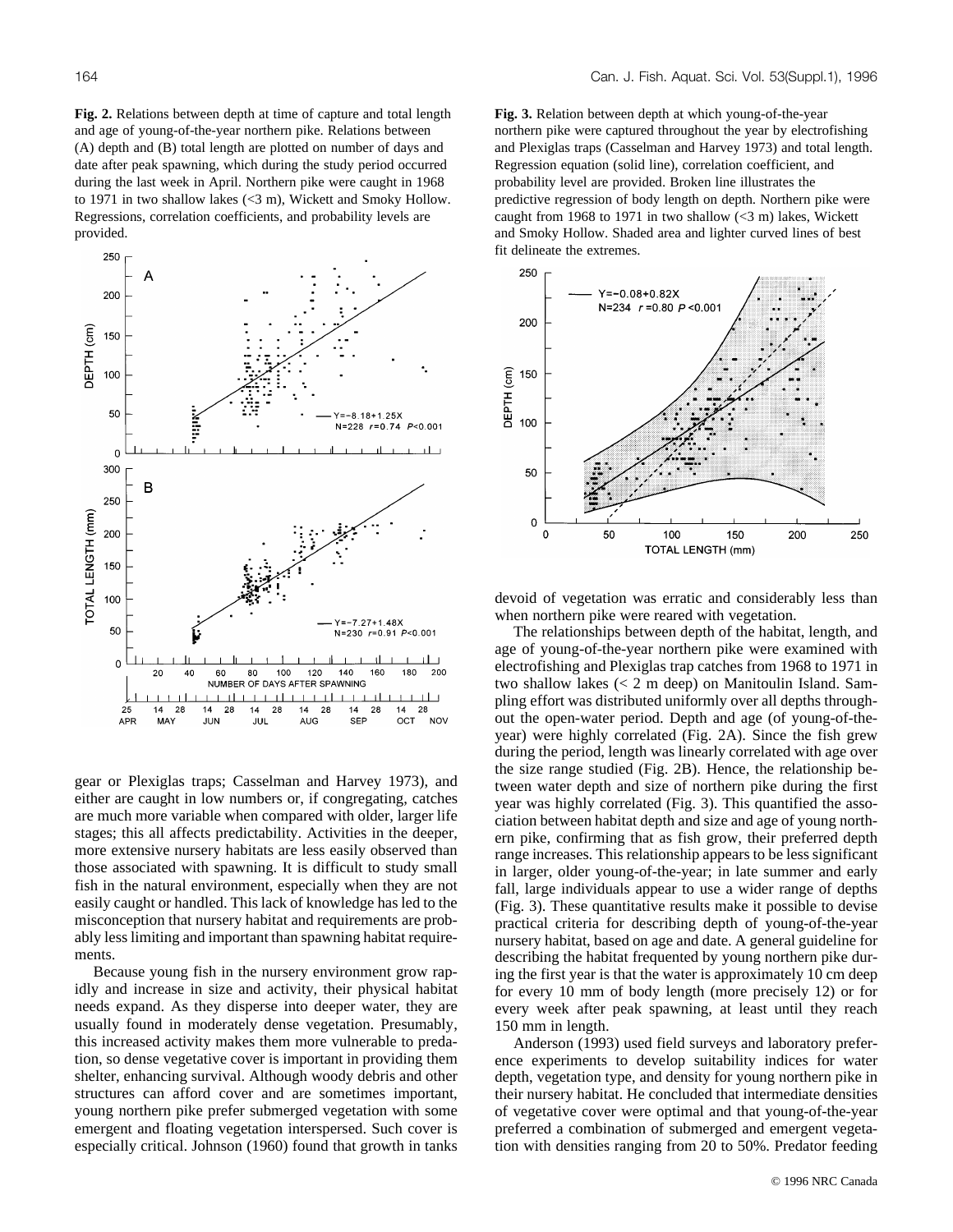**Fig. 2.** Relations between depth at time of capture and total length and age of young-of-the-year northern pike. Relations between (A) depth and (B) total length are plotted on number of days and date after peak spawning, which during the study period occurred during the last week in April. Northern pike were caught in 1968 to 1971 in two shallow lakes (<3 m), Wickett and Smoky Hollow. Regressions, correlation coefficients, and probability levels are provided.

**Fig. 3.** Relation between depth at which young-of-the-year northern pike were captured throughout the year by electrofishing and Plexiglas traps (Casselman and Harvey 1973) and total length. Regression equation (solid line), correlation coefficient, and probability level are provided. Broken line illustrates the predictive regression of body length on depth. Northern pike were caught from 1968 to 1971 in two shallow (<3 m) lakes, Wickett and Smoky Hollow. Shaded area and lighter curved lines of best fit delineate the extremes.

gear or Plexiglas traps; Casselman and Harvey 1973), and either are caught in low numbers or, if congregating, catches are much more variable when compared with older, larger life stages; this all affects predictability. Activities in the deeper, more extensive nursery habitats are less easily observed than those associated with spawning. It is difficult to study small fish in the natural environment, especially when they are not easily caught or handled. This lack of knowledge has led to the misconception that nursery habitat and requirements are probably less limiting and important than spawning habitat requirements.

Because young fish in the nursery environment grow rapidly and increase in size and activity, their physical habitat needs expand. As they disperse into deeper water, they are usually found in moderately dense vegetation. Presumably, this increased activity makes them more vulnerable to predation, so dense vegetative cover is important in providing them shelter, enhancing survival. Although woody debris and other structures can afford cover and are sometimes important, young northern pike prefer submerged vegetation with some emergent and floating vegetation interspersed. Such cover is especially critical. Johnson (1960) found that growth in tanks devoid of vegetation was erratic and considerably less than when northern pike were reared with vegetation.

The relationships between depth of the habitat, length, and age of young-of-the-year northern pike were examined with electrofishing and Plexiglas trap catches from 1968 to 1971 in two shallow lakes (< 2 m deep) on Manitoulin Island. Sampling effort was distributed uniformly over all depths throughout the open-water period. Depth and age (of young-of-the-year) were highly correlated (Fig. 2A). Since the fish grew during the period, length was linearly correlated with age over the size range studied (Fig. 2B). Hence, the relationship between water depth and size of northern pike during the first year was highly correlated (Fig. 3). This quantified the association between habitat depth and size and age of young northern pike, confirming that as fish grow, their preferred depth range increases. This relationship appears to be less significant in larger, older young-of-the-year; in late summer and early fall, large individuals appear to use a wider range of depths (Fig. 3). These quantitative results make it possible to devise practical criteria for describing depth of young-of-the-year nursery habitat, based on age and date. A general guideline for describing the habitat frequented by young northern pike during the first year is that the water is approximately 10 cm deep for every 10 mm of body length (more precisely 12) or for every week after peak spawning, at least until they reach 150 mm in length.

Anderson (1993) used field surveys and laboratory preference experiments to develop suitability indices for water depth, vegetation type, and density for young northern pike in their nursery habitat. He concluded that intermediate densities of vegetative cover were optimal and that young-of-the-year preferred a combination of submerged and emergent vegetation with densities ranging from 20 to 50%. Predator feeding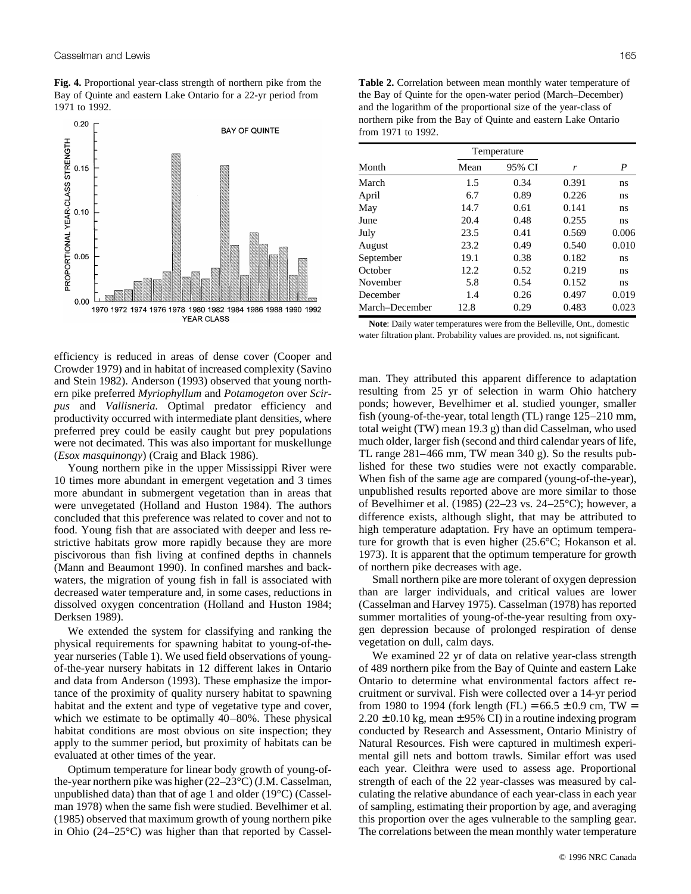**Fig. 4.** Proportional year-class strength of northern pike from the Bay of Quinte and eastern Lake Ontario for a 22-yr period from 1971 to 1992.

efficiency is reduced in areas of dense cover (Cooper and Crowder 1979) and in habitat of increased complexity (Savino and Stein 1982). Anderson (1993) observed that young northern pike preferred *Myriophyllum* and *Potamogeton* over *Scirpus* and *Vallisneria.* Optimal predator efficiency and productivity occurred with intermediate plant densities, where preferred prey could be easily caught but prey populations were not decimated. This was also important for muskellunge (*Esox masquinongy*) (Craig and Black 1986).

Young northern pike in the upper Mississippi River were 10 times more abundant in emergent vegetation and 3 times more abundant in submergent vegetation than in areas that were unvegetated (Holland and Huston 1984). The authors concluded that this preference was related to cover and not to food. Young fish that are associated with deeper and less restrictive habitats grow more rapidly because they are more piscivorous than fish living at confined depths in channels (Mann and Beaumont 1990). In confined marshes and backwaters, the migration of young fish in fall is associated with decreased water temperature and, in some cases, reductions in dissolved oxygen concentration (Holland and Huston 1984; Derksen 1989).

We extended the system for classifying and ranking the physical requirements for spawning habitat to young-of-the-year nurseries (Table 1). We used field observations of young-of-the-year nursery habitats in 12 different lakes in Ontario and data from Anderson (1993). These emphasize the importance of the proximity of quality nursery habitat to spawning habitat and the extent and type of vegetative type and cover, which we estimate to be optimally 40–80%. These physical habitat conditions are most obvious on site inspection; they apply to the summer period, but proximity of habitats can be evaluated at other times of the year.

Optimum temperature for linear body growth of young-of-the-year northern pike was higher (22–23°C) (J.M. Casselman, unpublished data) than that of age 1 and older (19°C) (Casselman 1978) when the same fish were studied. Bevelhimer et al. (1985) observed that maximum growth of young northern pike in Ohio (24–25°C) was higher than that reported by Casselman. They attributed this apparent difference to adaptation resulting from 25 yr of selection in warm Ohio hatchery ponds; however, Bevelhimer et al. studied younger, smaller fish (young-of-the-year, total length (TL) range 125–210 mm, total weight (TW) mean 19.3 g) than did Casselman, who used much older, larger fish (second and third calendar years of life, TL range 281–466 mm, TW mean 340 g). So the results published for these two studies were not exactly comparable. When fish of the same age are compared (young-of-the-year), unpublished results reported above are more similar to those of Bevelhimer et al. (1985) (22–23 vs. 24–25°C); however, a difference exists, although slight, that may be attributed to high temperature adaptation. Fry have an optimum temperature for growth that is even higher (25.6°C; Hokanson et al. 1973). It is apparent that the optimum temperature for growth of northern pike decreases with age.

Small northern pike are more tolerant of oxygen depression than are larger individuals, and critical values are lower (Casselman and Harvey 1975). Casselman (1978) has reported summer mortalities of young-of-the-year resulting from oxygen depression because of prolonged respiration of dense vegetation on dull, calm days.

We examined 22 yr of data on relative year-class strength of 489 northern pike from the Bay of Quinte and eastern Lake Ontario to determine what environmental factors affect recruitment or survival. Fish were collected over a 14-yr period from 1980 to 1994 (fork length (FL) = 66.5 ± 0.9 cm, TW = 2.20 ± 0.10 kg, mean ± 95% CI) in a routine indexing program conducted by Research and Assessment, Ontario Ministry of Natural Resources. Fish were captured in multimesh experimental gill nets and bottom trawls. Similar effort was used each year. Cleithra were used to assess age. Proportional strength of each of the 22 year-classes was measured by calculating the relative abundance of each year-class in each year of sampling, estimating their proportion by age, and averaging this proportion over the ages vulnerable to the sampling gear. The correlations between the mean monthly water temperature

**Table 2.** Correlation between mean monthly water temperature of the Bay of Quinte for the open-water period (March–December) and the logarithm of the proportional size of the year-class of northern pike from the Bay of Quinte and eastern Lake Ontario from 1971 to 1992.

| | Temperature | | | |
|---|---|---|---|---|
| Month | Mean | 95% CI | *r* | *P* |
| March | 1.5 | 0.34 | 0.391 | ns |
| April | 6.7 | 0.89 | 0.226 | ns |
| May | 14.7 | 0.61 | 0.141 | ns |
| June | 20.4 | 0.48 | 0.255 | ns |
| July | 23.5 | 0.41 | 0.569 | 0.006 |
| August | 23.2 | 0.49 | 0.540 | 0.010 |
| September | 19.1 | 0.38 | 0.182 | ns |
| October | 12.2 | 0.52 | 0.219 | ns |
| November | 5.8 | 0.54 | 0.152 | ns |
| December | 1.4 | 0.26 | 0.497 | 0.019 |
| March–December | 12.8 | 0.29 | 0.483 | 0.023 |

**Note**: Daily water temperatures were from the Belleville, Ont., domestic water filtration plant. Probability values are provided. ns, not significant.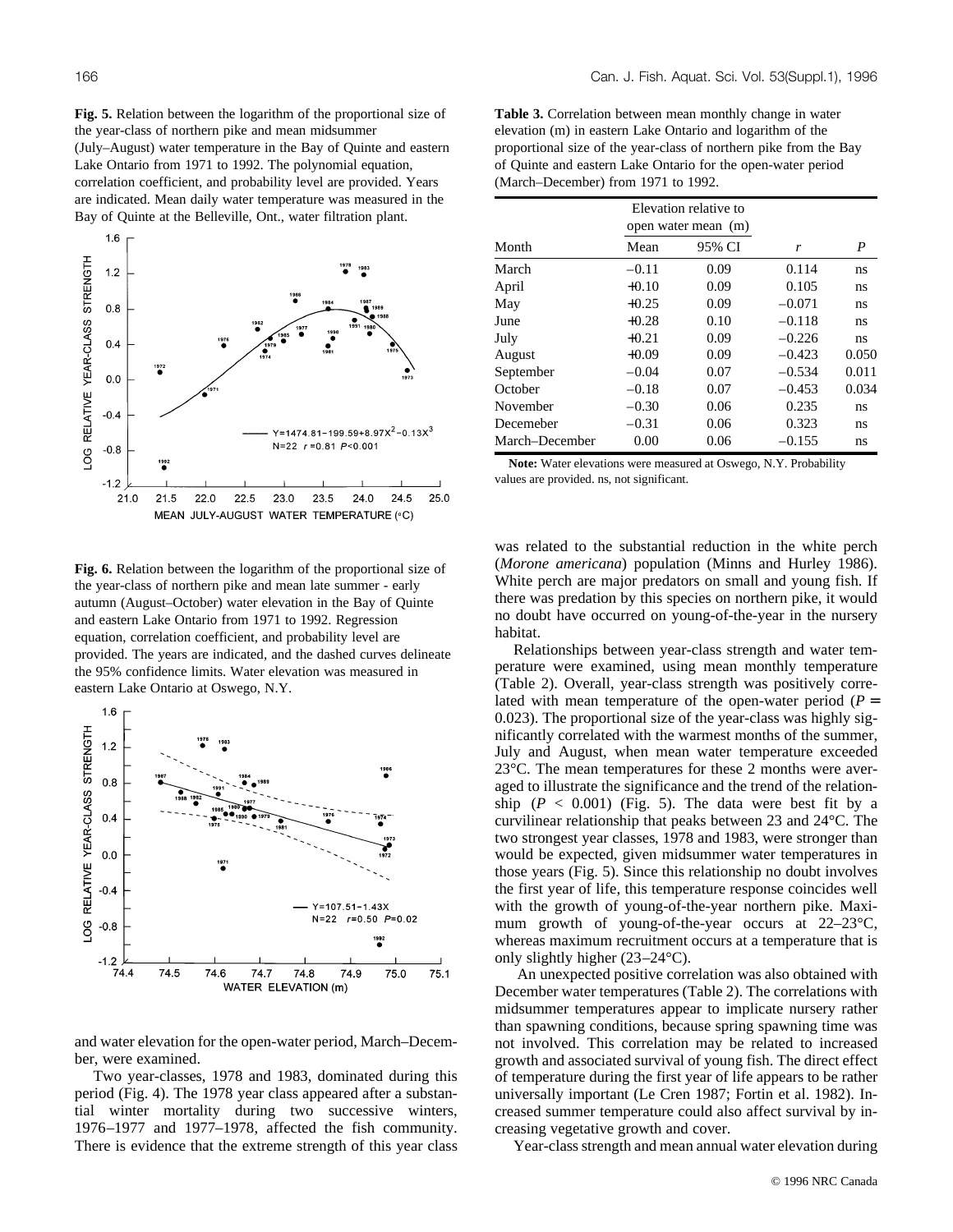**Fig. 5.** Relation between the logarithm of the proportional size of the year-class of northern pike and mean midsummer (July–August) water temperature in the Bay of Quinte and eastern Lake Ontario from 1971 to 1992. The polynomial equation, correlation coefficient, and probability level are provided. Years are indicated. Mean daily water temperature was measured in the Bay of Quinte at the Belleville, Ont., water filtration plant.

**Fig. 6.** Relation between the logarithm of the proportional size of the year-class of northern pike and mean late summer - early autumn (August–October) water elevation in the Bay of Quinte and eastern Lake Ontario from 1971 to 1992. Regression equation, correlation coefficient, and probability level are provided. The years are indicated, and the dashed curves delineate the 95% confidence limits. Water elevation was measured in eastern Lake Ontario at Oswego, N.Y.

and water elevation for the open-water period, March–December, were examined.

Two year-classes, 1978 and 1983, dominated during this period (Fig. 4). The 1978 year class appeared after a substantial winter mortality during two successive winters, 1976–1977 and 1977–1978, affected the fish community. There is evidence that the extreme strength of this year class was related to the substantial reduction in the white perch (*Morone americana*) population (Minns and Hurley 1986). White perch are major predators on small and young fish. If there was predation by this species on northern pike, it would no doubt have occurred on young-of-the-year in the nursery habitat.

**Table 3.** Correlation between mean monthly change in water elevation (m) in eastern Lake Ontario and logarithm of the proportional size of the year-class of northern pike from the Bay of Quinte and eastern Lake Ontario for the open-water period (March–December) from 1971 to 1992.

| | Elevation relative to open water mean (m) | | | |
|---|---|---|---|---|
| Month | Mean | 95% CI | $r$ | $P$ |
| March | –0.11 | 0.09 | 0.114 | ns |
| April | +0.10 | 0.09 | 0.105 | ns |
| May | +0.25 | 0.09 | –0.071 | ns |
| June | +0.28 | 0.10 | –0.118 | ns |
| July | +0.21 | 0.09 | –0.226 | ns |
| August | +0.09 | 0.09 | –0.423 | 0.050 |
| September | –0.04 | 0.07 | –0.534 | 0.011 |
| October | –0.18 | 0.07 | –0.453 | 0.034 |
| November | –0.30 | 0.06 | 0.235 | ns |
| Decemeber | –0.31 | 0.06 | 0.323 | ns |
| March–December | 0.00 | 0.06 | –0.155 | ns |

**Note:** Water elevations were measured at Oswego, N.Y. Probability values are provided. ns, not significant.

Relationships between year-class strength and water temperature were examined, using mean monthly temperature (Table 2). Overall, year-class strength was positively correlated with mean temperature of the open-water period ($P = 0.023$). The proportional size of the year-class was highly significantly correlated with the warmest months of the summer, July and August, when mean water temperature exceeded 23°C. The mean temperatures for these 2 months were averaged to illustrate the significance and the trend of the relationship ($P < 0.001$) (Fig. 5). The data were best fit by a curvilinear relationship that peaks between 23 and 24°C. The two strongest year classes, 1978 and 1983, were stronger than would be expected, given midsummer water temperatures in those years (Fig. 5). Since this relationship no doubt involves the first year of life, this temperature response coincides well with the growth of young-of-the-year northern pike. Maximum growth of young-of-the-year occurs at 22–23°C, whereas maximum recruitment occurs at a temperature that is only slightly higher (23–24°C).

An unexpected positive correlation was also obtained with December water temperatures (Table 2). The correlations with midsummer temperatures appear to implicate nursery rather than spawning conditions, because spring spawning time was not involved. This correlation may be related to increased growth and associated survival of young fish. The direct effect of temperature during the first year of life appears to be rather universally important (Le Cren 1987; Fortin et al. 1982). Increased summer temperature could also affect survival by increasing vegetative growth and cover.

Year-class strength and mean annual water elevation during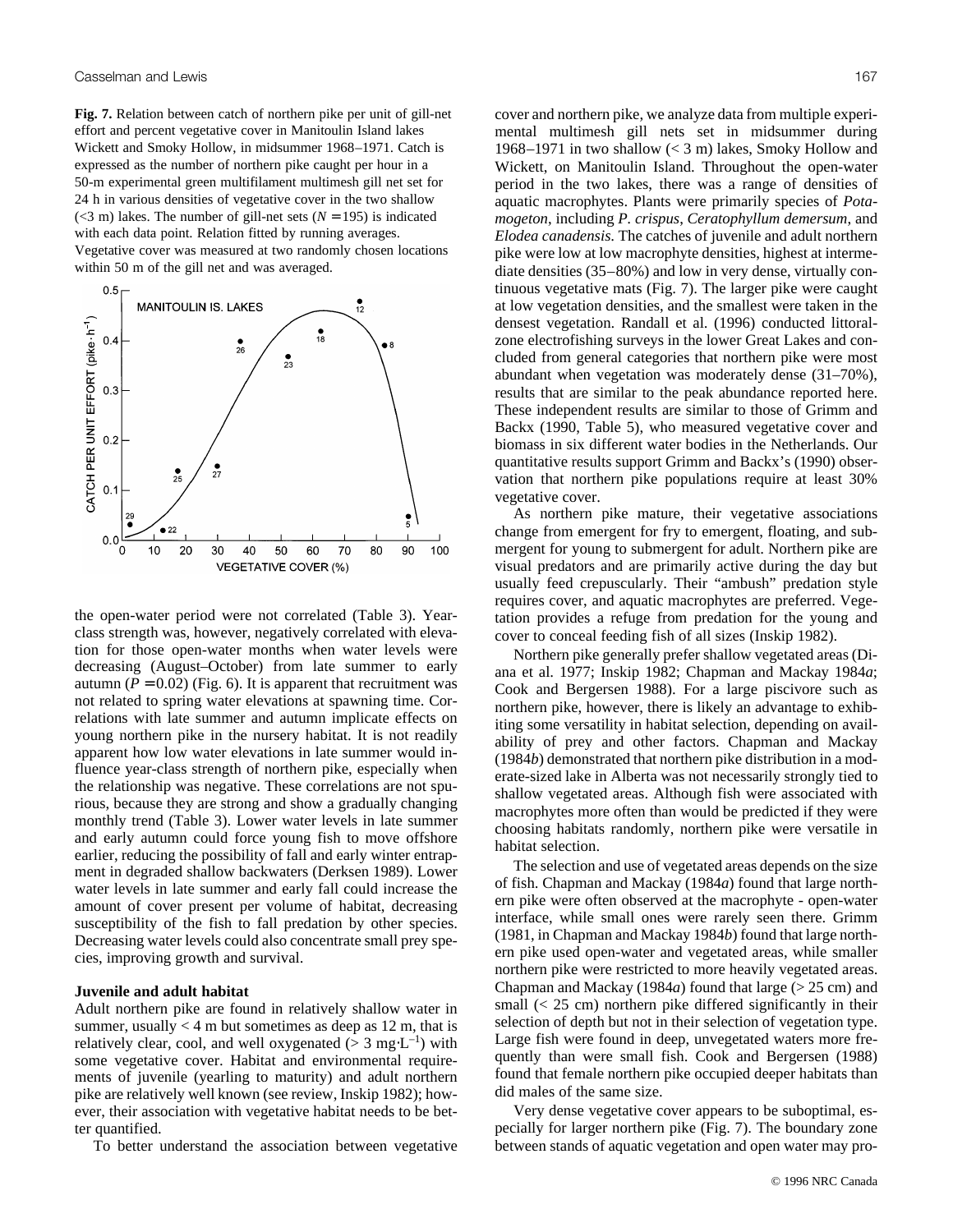**Fig. 7.** Relation between catch of northern pike per unit of gill-net effort and percent vegetative cover in Manitoulin Island lakes Wickett and Smoky Hollow, in midsummer 1968–1971. Catch is expressed as the number of northern pike caught per hour in a 50-m experimental green multifilament multimesh gill net set for 24 h in various densities of vegetative cover in the two shallow (<3 m) lakes. The number of gill-net sets ($N = 195$) is indicated with each data point. Relation fitted by running averages. Vegetative cover was measured at two randomly chosen locations within 50 m of the gill net and was averaged.

the open-water period were not correlated (Table 3). Year-class strength was, however, negatively correlated with elevation for those open-water months when water levels were decreasing (August–October) from late summer to early autumn ($P = 0.02$) (Fig. 6). It is apparent that recruitment was not related to spring water elevations at spawning time. Correlations with late summer and autumn implicate effects on young northern pike in the nursery habitat. It is not readily apparent how low water elevations in late summer would influence year-class strength of northern pike, especially when the relationship was negative. These correlations are not spurious, because they are strong and show a gradually changing monthly trend (Table 3). Lower water levels in late summer and early autumn could force young fish to move offshore earlier, reducing the possibility of fall and early winter entrapment in degraded shallow backwaters (Derksen 1989). Lower water levels in late summer and early fall could increase the amount of cover present per volume of habitat, decreasing susceptibility of the fish to fall predation by other species. Decreasing water levels could also concentrate small prey species, improving growth and survival.

## Juvenile and adult habitat

Adult northern pike are found in relatively shallow water in summer, usually < 4 m but sometimes as deep as 12 m, that is relatively clear, cool, and well oxygenated (> 3 $mg \cdot L^{-1}$) with some vegetative cover. Habitat and environmental requirements of juvenile (yearling to maturity) and adult northern pike are relatively well known (see review, Inskip 1982); however, their association with vegetative habitat needs to be better quantified.

To better understand the association between vegetative cover and northern pike, we analyze data from multiple experimental multimesh gill nets set in midsummer during 1968–1971 in two shallow (< 3 m) lakes, Smoky Hollow and Wickett, on Manitoulin Island. Throughout the open-water period in the two lakes, there was a range of densities of aquatic macrophytes. Plants were primarily species of *Potamogeton*, including *P. crispus*, *Ceratophyllum demersum*, and *Elodea canadensis*. The catches of juvenile and adult northern pike were low at low macrophyte densities, highest at intermediate densities (35–80%) and low in very dense, virtually continuous vegetative mats (Fig. 7). The larger pike were caught at low vegetation densities, and the smallest were taken in the densest vegetation. Randall et al. (1996) conducted littoral-zone electrofishing surveys in the lower Great Lakes and concluded from general categories that northern pike were most abundant when vegetation was moderately dense (31–70%), results that are similar to the peak abundance reported here. These independent results are similar to those of Grimm and Backx (1990, Table 5), who measured vegetative cover and biomass in six different water bodies in the Netherlands. Our quantitative results support Grimm and Backx's (1990) observation that northern pike populations require at least 30% vegetative cover.

As northern pike mature, their vegetative associations change from emergent for fry to emergent, floating, and submergent for young to submergent for adult. Northern pike are visual predators and are primarily active during the day but usually feed crepuscularly. Their "ambush" predation style requires cover, and aquatic macrophytes are preferred. Vegetation provides a refuge from predation for the young and cover to conceal feeding fish of all sizes (Inskip 1982).

Northern pike generally prefer shallow vegetated areas (Diana et al. 1977; Inskip 1982; Chapman and Mackay 1984*a*; Cook and Bergersen 1988). For a large piscivore such as northern pike, however, there is likely an advantage to exhibiting some versatility in habitat selection, depending on availability of prey and other factors. Chapman and Mackay (1984*b*) demonstrated that northern pike distribution in a moderate-sized lake in Alberta was not necessarily strongly tied to shallow vegetated areas. Although fish were associated with macrophytes more often than would be predicted if they were choosing habitats randomly, northern pike were versatile in habitat selection.

The selection and use of vegetated areas depends on the size of fish. Chapman and Mackay (1984*a*) found that large northern pike were often observed at the macrophyte - open-water interface, while small ones were rarely seen there. Grimm (1981, in Chapman and Mackay 1984*b*) found that large northern pike used open-water and vegetated areas, while smaller northern pike were restricted to more heavily vegetated areas. Chapman and Mackay (1984*a*) found that large (> 25 cm) and small (< 25 cm) northern pike differed significantly in their selection of depth but not in their selection of vegetation type. Large fish were found in deep, unvegetated waters more frequently than were small fish. Cook and Bergersen (1988) found that female northern pike occupied deeper habitats than did males of the same size.

Very dense vegetative cover appears to be suboptimal, especially for larger northern pike (Fig. 7). The boundary zone between stands of aquatic vegetation and open water may pro-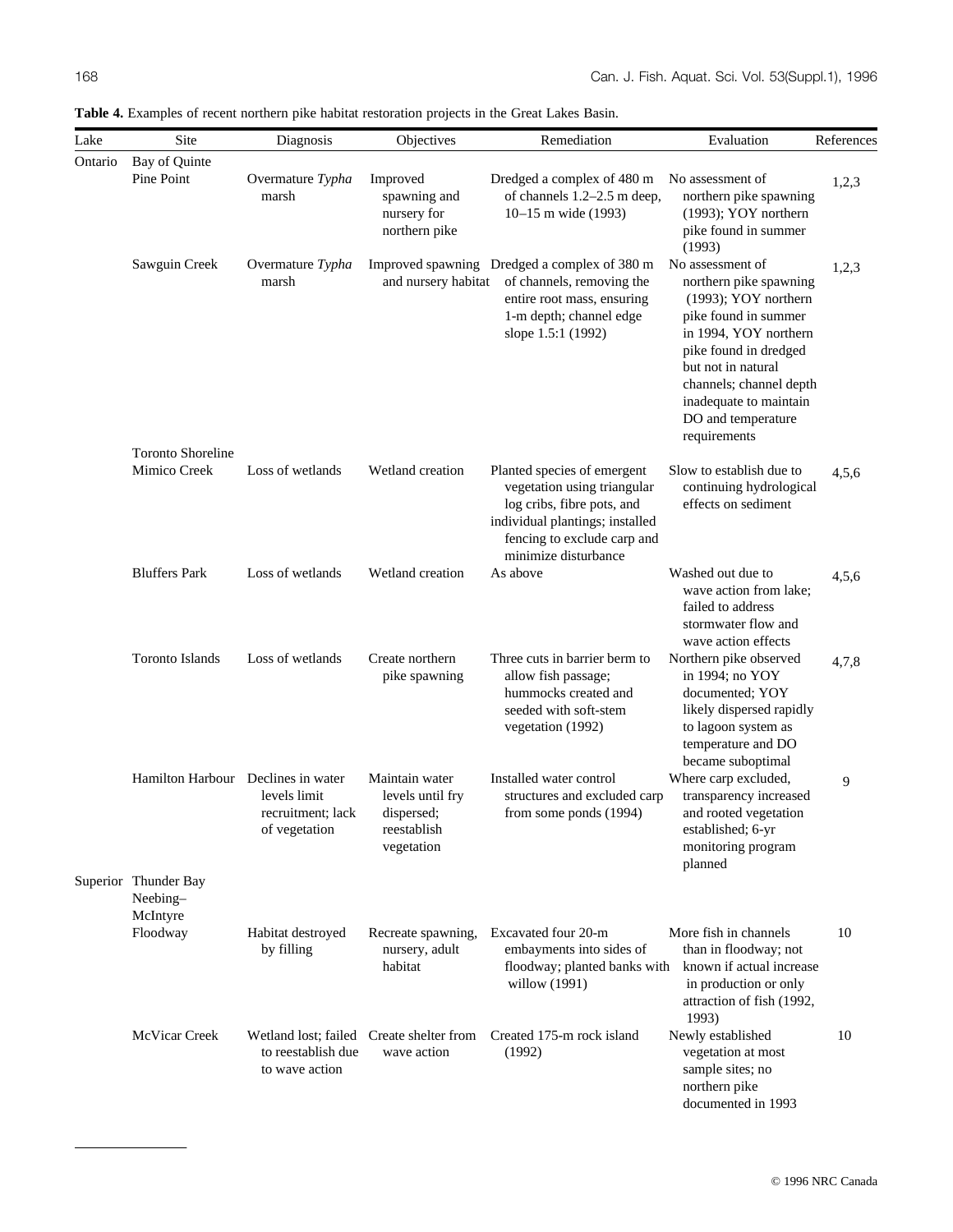**Table 4.** Examples of recent northern pike habitat restoration projects in the Great Lakes Basin.

| Lake | Site | Diagnosis | Objectives | Remediation | Evaluation | References |
|---|---|---|---|---|---|---|
| Ontario | Bay of Quinte | | | | | |
| | Pine Point | Overmature *Typha* marsh | Improved spawning and nursery for northern pike | Dredged a complex of 480 m of channels 1.2–2.5 m deep, 10–15 m wide (1993) | No assessment of northern pike spawning (1993); YOY northern pike found in summer (1993) | 1,2,3 |
| | Sawguin Creek | Overmature *Typha* marsh | Improved spawning and nursery habitat | Dredged a complex of 380 m of channels, removing the entire root mass, ensuring 1-m depth; channel edge slope 1.5:1 (1992) | No assessment of northern pike spawning (1993); YOY northern pike found in summer in 1994, YOY northern pike found in dredged but not in natural channels; channel depth inadequate to maintain DO and temperature requirements | 1,2,3 |
| | Toronto Shoreline | | | | | |
| | Mimico Creek | Loss of wetlands | Wetland creation | Planted species of emergent vegetation using triangular log cribs, fibre pots, and individual plantings; installed fencing to exclude carp and minimize disturbance | Slow to establish due to continuing hydrological effects on sediment | 4,5,6 |
| | Bluffers Park | Loss of wetlands | Wetland creation | As above | Washed out due to wave action from lake; failed to address stormwater flow and wave action effects | 4,5,6 |
| | Toronto Islands | Loss of wetlands | Create northern pike spawning | Three cuts in barrier berm to allow fish passage; hummocks created and seeded with soft-stem vegetation (1992) | Northern pike observed in 1994; no YOY documented; YOY likely dispersed rapidly to lagoon system as temperature and DO became suboptimal | 4,7,8 |
| | Hamilton Harbour | Declines in water levels limit recruitment; lack of vegetation | Maintain water levels until fry dispersed; reestablish vegetation | Installed water control structures and excluded carp from some ponds (1994) | Where carp excluded, transparency increased and rooted vegetation established; 6-yr monitoring program planned | 9 |
| Superior | Thunder Bay | | | | | |
| | Neebing–McIntyre Floodway | Habitat destroyed by filling | Recreate spawning, nursery, adult habitat | Excavated four 20-m embayments into sides of floodway; planted banks with willow (1991) | More fish in channels than in floodway; not known if actual increase in production or only attraction of fish (1992, 1993) | 10 |
| | McVicar Creek | Wetland lost; failed to reestablish due to wave action | Create shelter from wave action | Created 175-m rock island (1992) | Newly established vegetation at most sample sites; no northern pike documented in 1993 | 10 |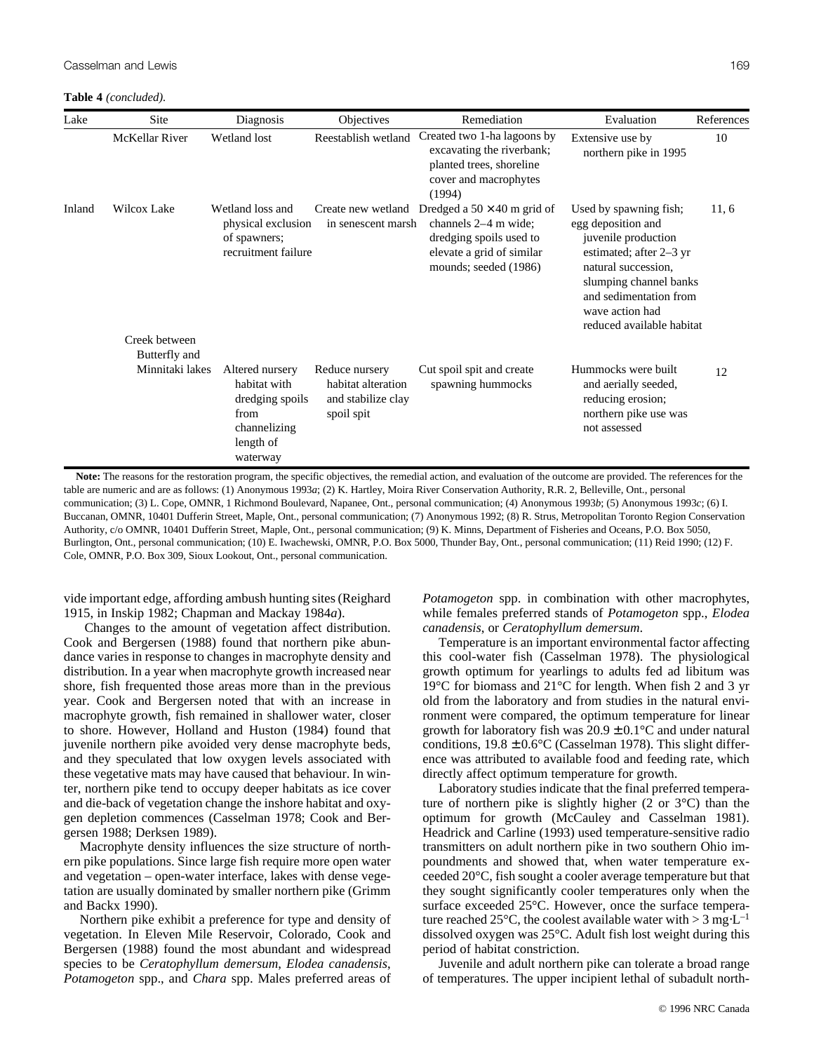**Table 4** *(concluded).*

| Lake | Site | Diagnosis | Objectives | Remediation | Evaluation | References |
|---|---|---|---|---|---|---|
| | McKellar River | Wetland lost | Reestablish wetland | Created two 1-ha lagoons by excavating the riverbank; planted trees, shoreline cover and macrophytes (1994) | Extensive use by northern pike in 1995 | 10 |
| Inland | Wilcox Lake | Wetland loss and physical exclusion of spawners; recruitment failure | Create new wetland in senescent marsh | Dredged a 50 × 40 m grid of channels 2–4 m wide; dredging spoils used to elevate a grid of similar mounds; seeded (1986) | Used by spawning fish; egg deposition and juvenile production estimated; after 2–3 yr natural succession, slumping channel banks and sedimentation from wave action had reduced available habitat | 11, 6 |
| | Creek between Butterfly and Minnitaki lakes | Altered nursery habitat with dredging spoils from channelizing length of waterway | Reduce nursery habitat alteration and stabilize clay spoil spit | Cut spoil spit and create spawning hummocks | Hummocks were built and aerially seeded, reducing erosion; northern pike use was not assessed | 12 |

**Note:** The reasons for the restoration program, the specific objectives, the remedial action, and evaluation of the outcome are provided. The references for the table are numeric and are as follows: (1) Anonymous 1993*a*; (2) K. Hartley, Moira River Conservation Authority, R.R. 2, Belleville, Ont., personal communication; (3) L. Cope, OMNR, 1 Richmond Boulevard, Napanee, Ont., personal communication; (4) Anonymous 1993*b*; (5) Anonymous 1993*c*; (6) I. Buccanan, OMNR, 10401 Dufferin Street, Maple, Ont., personal communication; (7) Anonymous 1992; (8) R. Strus, Metropolitan Toronto Region Conservation Authority, c/o OMNR, 10401 Dufferin Street, Maple, Ont., personal communication; (9) K. Minns, Department of Fisheries and Oceans, P.O. Box 5050, Burlington, Ont., personal communication; (10) E. Iwachewski, OMNR, P.O. Box 5000, Thunder Bay, Ont., personal communication; (11) Reid 1990; (12) F. Cole, OMNR, P.O. Box 309, Sioux Lookout, Ont., personal communication.

vide important edge, affording ambush hunting sites (Reighard 1915, in Inskip 1982; Chapman and Mackay 1984*a*).

Changes to the amount of vegetation affect distribution. Cook and Bergersen (1988) found that northern pike abundance varies in response to changes in macrophyte density and distribution. In a year when macrophyte growth increased near shore, fish frequented those areas more than in the previous year. Cook and Bergersen noted that with an increase in macrophyte growth, fish remained in shallower water, closer to shore. However, Holland and Huston (1984) found that juvenile northern pike avoided very dense macrophyte beds, and they speculated that low oxygen levels associated with these vegetative mats may have caused that behaviour. In winter, northern pike tend to occupy deeper habitats as ice cover and die-back of vegetation change the inshore habitat and oxygen depletion commences (Casselman 1978; Cook and Bergersen 1988; Derksen 1989).

Macrophyte density influences the size structure of northern pike populations. Since large fish require more open water and vegetation – open-water interface, lakes with dense vegetation are usually dominated by smaller northern pike (Grimm and Backx 1990).

Northern pike exhibit a preference for type and density of vegetation. In Eleven Mile Reservoir, Colorado, Cook and Bergersen (1988) found the most abundant and widespread species to be *Ceratophyllum demersum*, *Elodea canadensis*, *Potamogeton* spp., and *Chara* spp. Males preferred areas of *Potamogeton* spp. in combination with other macrophytes, while females preferred stands of *Potamogeton* spp., *Elodea canadensis*, or *Ceratophyllum demersum*.

Temperature is an important environmental factor affecting this cool-water fish (Casselman 1978). The physiological growth optimum for yearlings to adults fed ad libitum was 19°C for biomass and 21°C for length. When fish 2 and 3 yr old from the laboratory and from studies in the natural environment were compared, the optimum temperature for linear growth for laboratory fish was 20.9 ± 0.1°C and under natural conditions, 19.8 ± 0.6°C (Casselman 1978). This slight difference was attributed to available food and feeding rate, which directly affect optimum temperature for growth.

Laboratory studies indicate that the final preferred temperature of northern pike is slightly higher (2 or 3°C) than the optimum for growth (McCauley and Casselman 1981). Headrick and Carline (1993) used temperature-sensitive radio transmitters on adult northern pike in two southern Ohio impoundments and showed that, when water temperature exceeded 20°C, fish sought a cooler average temperature but that they sought significantly cooler temperatures only when the surface exceeded 25°C. However, once the surface temperature reached 25°C, the coolest available water with > 3 $mg \cdot L^{-1}$ dissolved oxygen was 25°C. Adult fish lost weight during this period of habitat constriction.

Juvenile and adult northern pike can tolerate a broad range of temperatures. The upper incipient lethal of subadult north-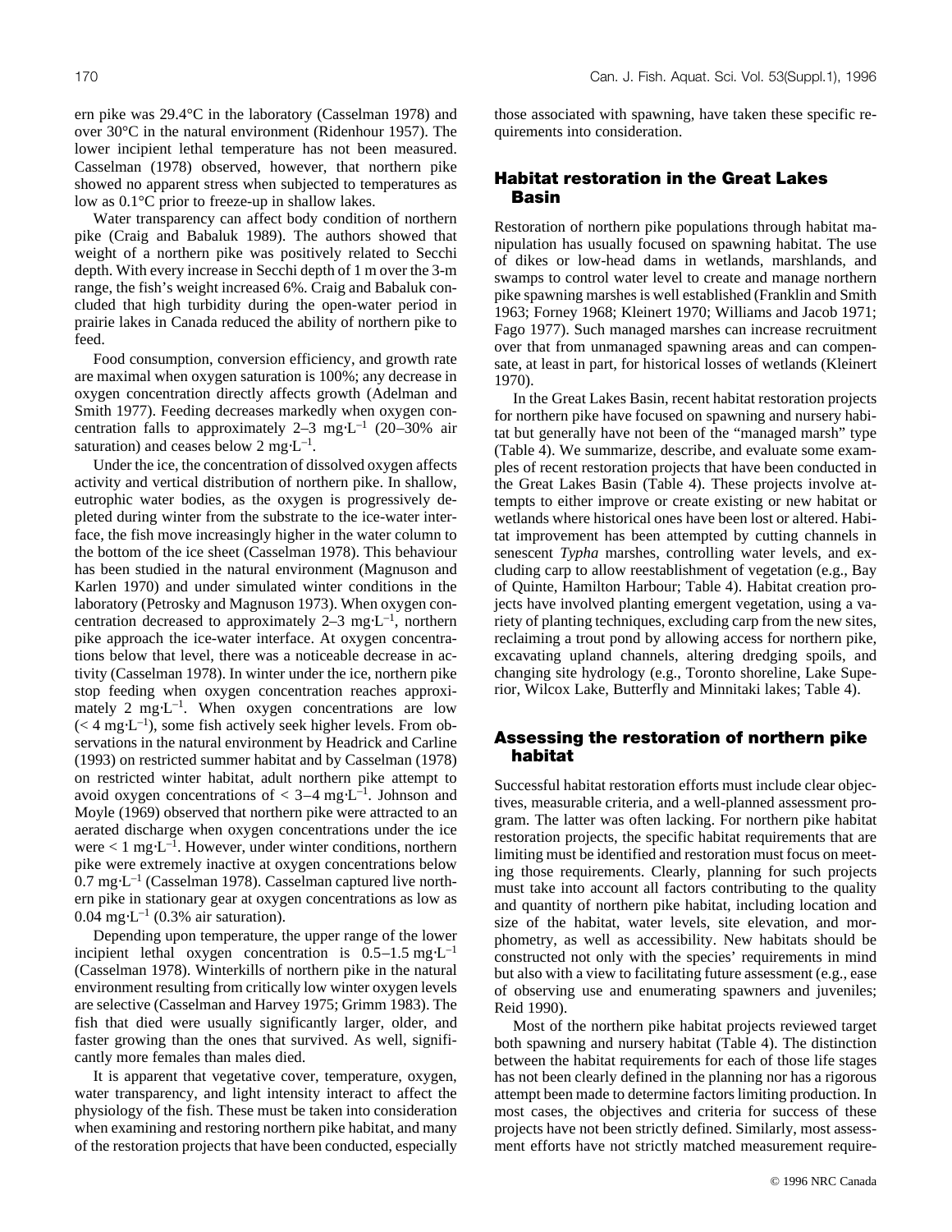ern pike was 29.4°C in the laboratory (Casselman 1978) and over 30°C in the natural environment (Ridenhour 1957). The lower incipient lethal temperature has not been measured. Casselman (1978) observed, however, that northern pike showed no apparent stress when subjected to temperatures as low as 0.1°C prior to freeze-up in shallow lakes.

Water transparency can affect body condition of northern pike (Craig and Babaluk 1989). The authors showed that weight of a northern pike was positively related to Secchi depth. With every increase in Secchi depth of 1 m over the 3-m range, the fish's weight increased 6%. Craig and Babaluk concluded that high turbidity during the open-water period in prairie lakes in Canada reduced the ability of northern pike to feed.

Food consumption, conversion efficiency, and growth rate are maximal when oxygen saturation is 100%; any decrease in oxygen concentration directly affects growth (Adelman and Smith 1977). Feeding decreases markedly when oxygen concentration falls to approximately 2–3 $mg \cdot L^{-1}$ (20–30% air saturation) and ceases below 2 $mg \cdot L^{-1}$.

Under the ice, the concentration of dissolved oxygen affects activity and vertical distribution of northern pike. In shallow, eutrophic water bodies, as the oxygen is progressively depleted during winter from the substrate to the ice-water interface, the fish move increasingly higher in the water column to the bottom of the ice sheet (Casselman 1978). This behaviour has been studied in the natural environment (Magnuson and Karlen 1970) and under simulated winter conditions in the laboratory (Petrosky and Magnuson 1973). When oxygen concentration decreased to approximately 2–3 $mg \cdot L^{-1}$, northern pike approach the ice-water interface. At oxygen concentrations below that level, there was a noticeable decrease in activity (Casselman 1978). In winter under the ice, northern pike stop feeding when oxygen concentration reaches approximately 2 $mg \cdot L^{-1}$. When oxygen concentrations are low (< 4 $mg \cdot L^{-1}$), some fish actively seek higher levels. From observations in the natural environment by Headrick and Carline (1993) on restricted summer habitat and by Casselman (1978) on restricted winter habitat, adult northern pike attempt to avoid oxygen concentrations of < 3–4 $mg \cdot L^{-1}$. Johnson and Moyle (1969) observed that northern pike were attracted to an aerated discharge when oxygen concentrations under the ice were < 1 $mg \cdot L^{-1}$. However, under winter conditions, northern pike were extremely inactive at oxygen concentrations below 0.7 $mg \cdot L^{-1}$ (Casselman 1978). Casselman captured live northern pike in stationary gear at oxygen concentrations as low as 0.04 $mg \cdot L^{-1}$ (0.3% air saturation).

Depending upon temperature, the upper range of the lower incipient lethal oxygen concentration is 0.5–1.5 $mg \cdot L^{-1}$ (Casselman 1978). Winterkills of northern pike in the natural environment resulting from critically low winter oxygen levels are selective (Casselman and Harvey 1975; Grimm 1983). The fish that died were usually significantly larger, older, and faster growing than the ones that survived. As well, significantly more females than males died.

It is apparent that vegetative cover, temperature, oxygen, water transparency, and light intensity interact to affect the physiology of the fish. These must be taken into consideration when examining and restoring northern pike habitat, and many of the restoration projects that have been conducted, especially those associated with spawning, have taken these specific requirements into consideration.

## Habitat restoration in the Great Lakes Basin

Restoration of northern pike populations through habitat manipulation has usually focused on spawning habitat. The use of dikes or low-head dams in wetlands, marshlands, and swamps to control water level to create and manage northern pike spawning marshes is well established (Franklin and Smith 1963; Forney 1968; Kleinert 1970; Williams and Jacob 1971; Fago 1977). Such managed marshes can increase recruitment over that from unmanaged spawning areas and can compensate, at least in part, for historical losses of wetlands (Kleinert 1970).

In the Great Lakes Basin, recent habitat restoration projects for northern pike have focused on spawning and nursery habitat but generally have not been of the "managed marsh" type (Table 4). We summarize, describe, and evaluate some examples of recent restoration projects that have been conducted in the Great Lakes Basin (Table 4). These projects involve attempts to either improve or create existing or new habitat or wetlands where historical ones have been lost or altered. Habitat improvement has been attempted by cutting channels in senescent *Typha* marshes, controlling water levels, and excluding carp to allow reestablishment of vegetation (e.g., Bay of Quinte, Hamilton Harbour; Table 4). Habitat creation projects have involved planting emergent vegetation, using a variety of planting techniques, excluding carp from the new sites, reclaiming a trout pond by allowing access for northern pike, excavating upland channels, altering dredging spoils, and changing site hydrology (e.g., Toronto shoreline, Lake Superior, Wilcox Lake, Butterfly and Minnitaki lakes; Table 4).

## Assessing the restoration of northern pike habitat

Successful habitat restoration efforts must include clear objectives, measurable criteria, and a well-planned assessment program. The latter was often lacking. For northern pike habitat restoration projects, the specific habitat requirements that are limiting must be identified and restoration must focus on meeting those requirements. Clearly, planning for such projects must take into account all factors contributing to the quality and quantity of northern pike habitat, including location and size of the habitat, water levels, site elevation, and morphometry, as well as accessibility. New habitats should be constructed not only with the species' requirements in mind but also with a view to facilitating future assessment (e.g., ease of observing use and enumerating spawners and juveniles; Reid 1990).

Most of the northern pike habitat projects reviewed target both spawning and nursery habitat (Table 4). The distinction between the habitat requirements for each of those life stages has not been clearly defined in the planning nor has a rigorous attempt been made to determine factors limiting production. In most cases, the objectives and criteria for success of these projects have not been strictly defined. Similarly, most assessment efforts have not strictly matched measurement require-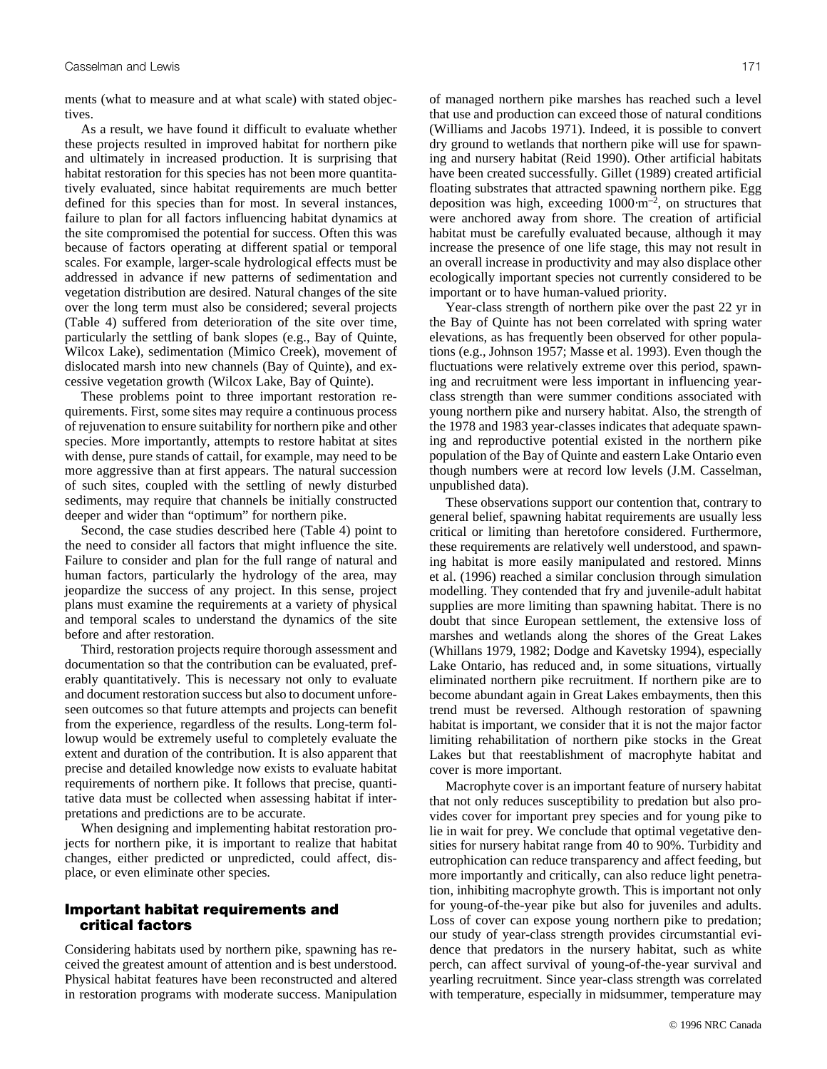ments (what to measure and at what scale) with stated objectives.

As a result, we have found it difficult to evaluate whether these projects resulted in improved habitat for northern pike and ultimately in increased production. It is surprising that habitat restoration for this species has not been more quantitatively evaluated, since habitat requirements are much better defined for this species than for most. In several instances, failure to plan for all factors influencing habitat dynamics at the site compromised the potential for success. Often this was because of factors operating at different spatial or temporal scales. For example, larger-scale hydrological effects must be addressed in advance if new patterns of sedimentation and vegetation distribution are desired. Natural changes of the site over the long term must also be considered; several projects (Table 4) suffered from deterioration of the site over time, particularly the settling of bank slopes (e.g., Bay of Quinte, Wilcox Lake), sedimentation (Mimico Creek), movement of dislocated marsh into new channels (Bay of Quinte), and excessive vegetation growth (Wilcox Lake, Bay of Quinte).

These problems point to three important restoration requirements. First, some sites may require a continuous process of rejuvenation to ensure suitability for northern pike and other species. More importantly, attempts to restore habitat at sites with dense, pure stands of cattail, for example, may need to be more aggressive than at first appears. The natural succession of such sites, coupled with the settling of newly disturbed sediments, may require that channels be initially constructed deeper and wider than "optimum" for northern pike.

Second, the case studies described here (Table 4) point to the need to consider all factors that might influence the site. Failure to consider and plan for the full range of natural and human factors, particularly the hydrology of the area, may jeopardize the success of any project. In this sense, project plans must examine the requirements at a variety of physical and temporal scales to understand the dynamics of the site before and after restoration.

Third, restoration projects require thorough assessment and documentation so that the contribution can be evaluated, preferably quantitatively. This is necessary not only to evaluate and document restoration success but also to document unforeseen outcomes so that future attempts and projects can benefit from the experience, regardless of the results. Long-term followup would be extremely useful to completely evaluate the extent and duration of the contribution. It is also apparent that precise and detailed knowledge now exists to evaluate habitat requirements of northern pike. It follows that precise, quantitative data must be collected when assessing habitat if interpretations and predictions are to be accurate.

When designing and implementing habitat restoration projects for northern pike, it is important to realize that habitat changes, either predicted or unpredicted, could affect, displace, or even eliminate other species.

## Important habitat requirements and critical factors

Considering habitats used by northern pike, spawning has received the greatest amount of attention and is best understood. Physical habitat features have been reconstructed and altered in restoration programs with moderate success. Manipulation of managed northern pike marshes has reached such a level that use and production can exceed those of natural conditions (Williams and Jacobs 1971). Indeed, it is possible to convert dry ground to wetlands that northern pike will use for spawning and nursery habitat (Reid 1990). Other artificial habitats have been created successfully. Gillet (1989) created artificial floating substrates that attracted spawning northern pike. Egg deposition was high, exceeding $1000 \cdot m^{-2}$, on structures that were anchored away from shore. The creation of artificial habitat must be carefully evaluated because, although it may increase the presence of one life stage, this may not result in an overall increase in productivity and may also displace other ecologically important species not currently considered to be important or to have human-valued priority.

Year-class strength of northern pike over the past 22 yr in the Bay of Quinte has not been correlated with spring water elevations, as has frequently been observed for other populations (e.g., Johnson 1957; Masse et al. 1993). Even though the fluctuations were relatively extreme over this period, spawning and recruitment were less important in influencing year-class strength than were summer conditions associated with young northern pike and nursery habitat. Also, the strength of the 1978 and 1983 year-classes indicates that adequate spawning and reproductive potential existed in the northern pike population of the Bay of Quinte and eastern Lake Ontario even though numbers were at record low levels (J.M. Casselman, unpublished data).

These observations support our contention that, contrary to general belief, spawning habitat requirements are usually less critical or limiting than heretofore considered. Furthermore, these requirements are relatively well understood, and spawning habitat is more easily manipulated and restored. Minns et al. (1996) reached a similar conclusion through simulation modelling. They contended that fry and juvenile-adult habitat supplies are more limiting than spawning habitat. There is no doubt that since European settlement, the extensive loss of marshes and wetlands along the shores of the Great Lakes (Whillans 1979, 1982; Dodge and Kavetsky 1994), especially Lake Ontario, has reduced and, in some situations, virtually eliminated northern pike recruitment. If northern pike are to become abundant again in Great Lakes embayments, then this trend must be reversed. Although restoration of spawning habitat is important, we consider that it is not the major factor limiting rehabilitation of northern pike stocks in the Great Lakes but that reestablishment of macrophyte habitat and cover is more important.

Macrophyte cover is an important feature of nursery habitat that not only reduces susceptibility to predation but also provides cover for important prey species and for young pike to lie in wait for prey. We conclude that optimal vegetative densities for nursery habitat range from 40 to 90%. Turbidity and eutrophication can reduce transparency and affect feeding, but more importantly and critically, can also reduce light penetration, inhibiting macrophyte growth. This is important not only for young-of-the-year pike but also for juveniles and adults. Loss of cover can expose young northern pike to predation; our study of year-class strength provides circumstantial evidence that predators in the nursery habitat, such as white perch, can affect survival of young-of-the-year survival and yearling recruitment. Since year-class strength was correlated with temperature, especially in midsummer, temperature may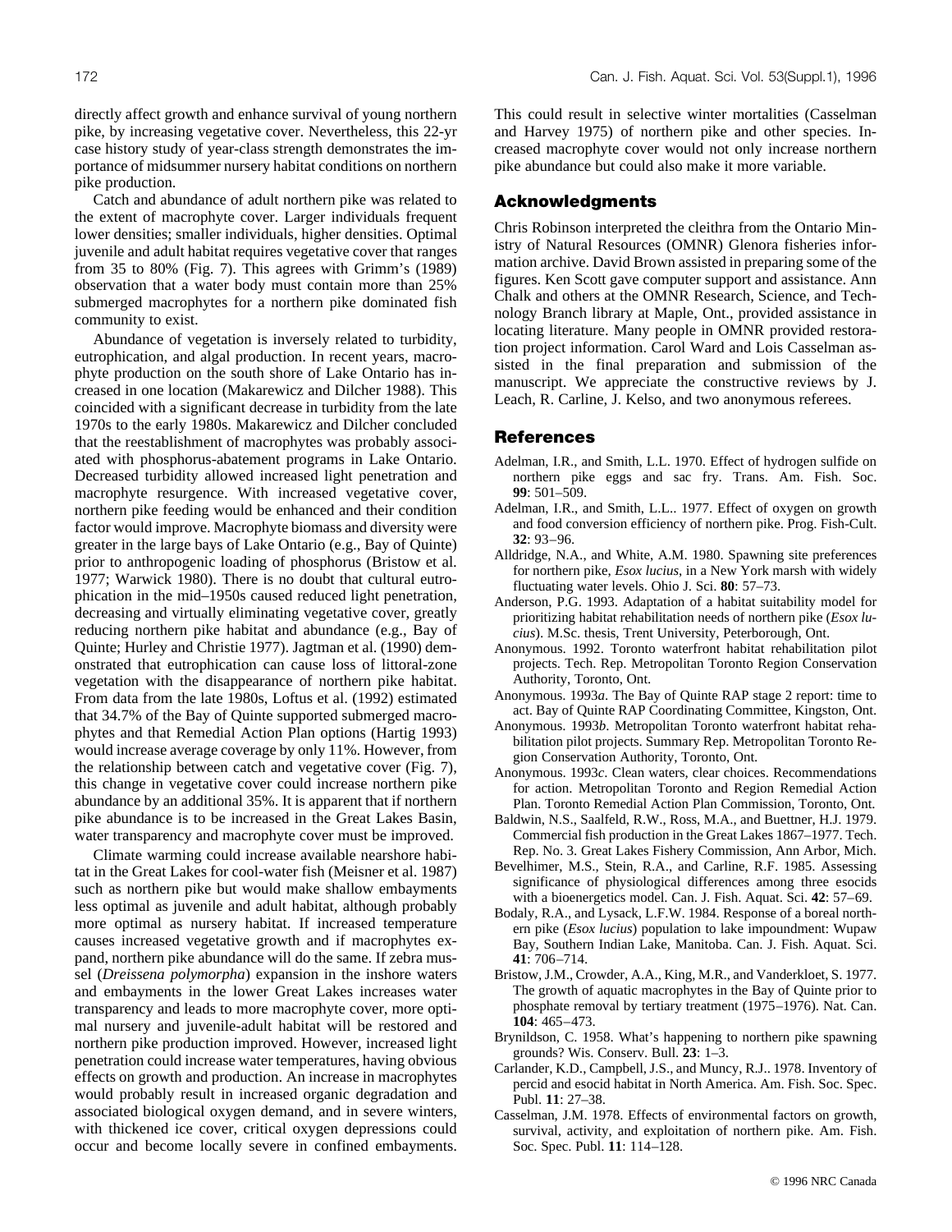directly affect growth and enhance survival of young northern pike, by increasing vegetative cover. Nevertheless, this 22-yr case history study of year-class strength demonstrates the importance of midsummer nursery habitat conditions on northern pike production.

Catch and abundance of adult northern pike was related to the extent of macrophyte cover. Larger individuals frequent lower densities; smaller individuals, higher densities. Optimal juvenile and adult habitat requires vegetative cover that ranges from 35 to 80% (Fig. 7). This agrees with Grimm's (1989) observation that a water body must contain more than 25% submerged macrophytes for a northern pike dominated fish community to exist.

Abundance of vegetation is inversely related to turbidity, eutrophication, and algal production. In recent years, macrophyte production on the south shore of Lake Ontario has increased in one location (Makarewicz and Dilcher 1988). This coincided with a significant decrease in turbidity from the late 1970s to the early 1980s. Makarewicz and Dilcher concluded that the reestablishment of macrophytes was probably associated with phosphorus-abatement programs in Lake Ontario. Decreased turbidity allowed increased light penetration and macrophyte resurgence. With increased vegetative cover, northern pike feeding would be enhanced and their condition factor would improve. Macrophyte biomass and diversity were greater in the large bays of Lake Ontario (e.g., Bay of Quinte) prior to anthropogenic loading of phosphorus (Bristow et al. 1977; Warwick 1980). There is no doubt that cultural eutrophication in the mid–1950s caused reduced light penetration, decreasing and virtually eliminating vegetative cover, greatly reducing northern pike habitat and abundance (e.g., Bay of Quinte; Hurley and Christie 1977). Jagtman et al. (1990) demonstrated that eutrophication can cause loss of littoral-zone vegetation with the disappearance of northern pike habitat. From data from the late 1980s, Loftus et al. (1992) estimated that 34.7% of the Bay of Quinte supported submerged macrophytes and that Remedial Action Plan options (Hartig 1993) would increase average coverage by only 11%. However, from the relationship between catch and vegetative cover (Fig. 7), this change in vegetative cover could increase northern pike abundance by an additional 35%. It is apparent that if northern pike abundance is to be increased in the Great Lakes Basin, water transparency and macrophyte cover must be improved.

Climate warming could increase available nearshore habitat in the Great Lakes for cool-water fish (Meisner et al. 1987) such as northern pike but would make shallow embayments less optimal as juvenile and adult habitat, although probably more optimal as nursery habitat. If increased temperature causes increased vegetative growth and if macrophytes expand, northern pike abundance will do the same. If zebra mussel (*Dreissena polymorpha*) expansion in the inshore waters and embayments in the lower Great Lakes increases water transparency and leads to more macrophyte cover, more optimal nursery and juvenile-adult habitat will be restored and northern pike production improved. However, increased light penetration could increase water temperatures, having obvious effects on growth and production. An increase in macrophytes would probably result in increased organic degradation and associated biological oxygen demand, and in severe winters, with thickened ice cover, critical oxygen depressions could occur and become locally severe in confined embayments. This could result in selective winter mortalities (Casselman and Harvey 1975) of northern pike and other species. Increased macrophyte cover would not only increase northern pike abundance but could also make it more variable.

## Acknowledgments

Chris Robinson interpreted the cleithra from the Ontario Ministry of Natural Resources (OMNR) Glenora fisheries information archive. David Brown assisted in preparing some of the figures. Ken Scott gave computer support and assistance. Ann Chalk and others at the OMNR Research, Science, and Technology Branch library at Maple, Ont., provided assistance in locating literature. Many people in OMNR provided restoration project information. Carol Ward and Lois Casselman assisted in the final preparation and submission of the manuscript. We appreciate the constructive reviews by J. Leach, R. Carline, J. Kelso, and two anonymous referees.

## References

Adelman, I.R., and Smith, L.L. 1970. Effect of hydrogen sulfide on northern pike eggs and sac fry. Trans. Am. Fish. Soc. **99**: 501–509.

Adelman, I.R., and Smith, L.L.. 1977. Effect of oxygen on growth and food conversion efficiency of northern pike. Prog. Fish-Cult. **32**: 93–96.

Alldridge, N.A., and White, A.M. 1980. Spawning site preferences for northern pike, *Esox lucius*, in a New York marsh with widely fluctuating water levels. Ohio J. Sci. **80**: 57–73.

Anderson, P.G. 1993. Adaptation of a habitat suitability model for prioritizing habitat rehabilitation needs of northern pike (*Esox lucius*). M.Sc. thesis, Trent University, Peterborough, Ont.

Anonymous. 1992. Toronto waterfront habitat rehabilitation pilot projects. Tech. Rep. Metropolitan Toronto Region Conservation Authority, Toronto, Ont.

Anonymous. 1993*a*. The Bay of Quinte RAP stage 2 report: time to act. Bay of Quinte RAP Coordinating Committee, Kingston, Ont.

Anonymous. 1993*b*. Metropolitan Toronto waterfront habitat rehabilitation pilot projects. Summary Rep. Metropolitan Toronto Region Conservation Authority, Toronto, Ont.

Anonymous. 1993*c*. Clean waters, clear choices. Recommendations for action. Metropolitan Toronto and Region Remedial Action Plan. Toronto Remedial Action Plan Commission, Toronto, Ont.

Baldwin, N.S., Saalfeld, R.W., Ross, M.A., and Buettner, H.J. 1979. Commercial fish production in the Great Lakes 1867–1977. Tech. Rep. No. 3. Great Lakes Fishery Commission, Ann Arbor, Mich.

Bevelhimer, M.S., Stein, R.A., and Carline, R.F. 1985. Assessing significance of physiological differences among three esocids with a bioenergetics model. Can. J. Fish. Aquat. Sci. **42**: 57–69.

Bodaly, R.A., and Lysack, L.F.W. 1984. Response of a boreal northern pike (*Esox lucius*) population to lake impoundment: Wupaw Bay, Southern Indian Lake, Manitoba. Can. J. Fish. Aquat. Sci. **41**: 706–714.

Bristow, J.M., Crowder, A.A., King, M.R., and Vanderkloet, S. 1977. The growth of aquatic macrophytes in the Bay of Quinte prior to phosphate removal by tertiary treatment (1975–1976). Nat. Can. **104**: 465–473.

Brynildson, C. 1958. What's happening to northern pike spawning grounds? Wis. Conserv. Bull. **23**: 1–3.

Carlander, K.D., Campbell, J.S., and Muncy, R.J.. 1978. Inventory of percid and esocid habitat in North America. Am. Fish. Soc. Spec. Publ. **11**: 27–38.

Casselman, J.M. 1978. Effects of environmental factors on growth, survival, activity, and exploitation of northern pike. Am. Fish. Soc. Spec. Publ. **11**: 114–128.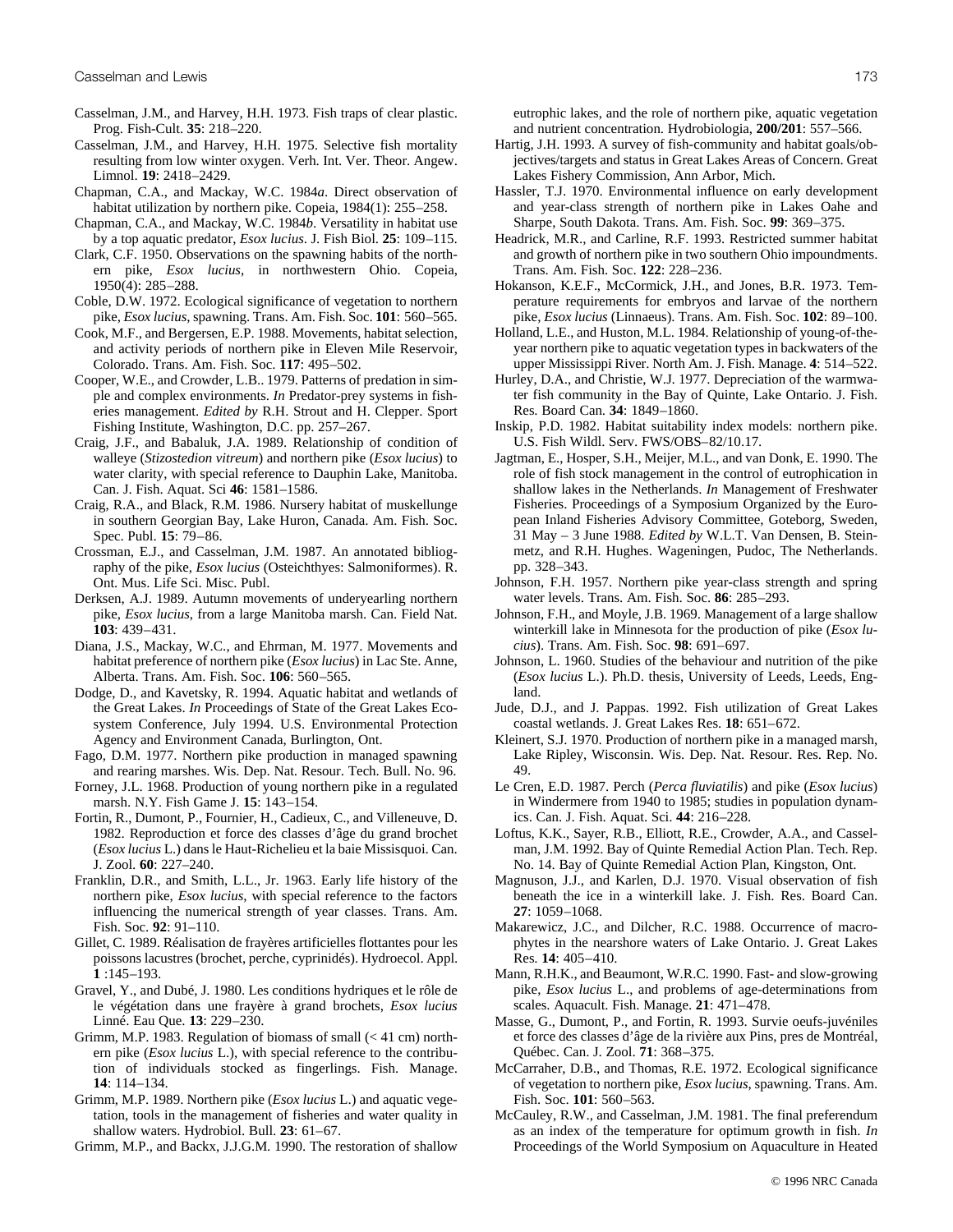Casselman, J.M., and Harvey, H.H. 1973. Fish traps of clear plastic. Prog. Fish-Cult. **35**: 218–220.

Casselman, J.M., and Harvey, H.H. 1975. Selective fish mortality resulting from low winter oxygen. Verh. Int. Ver. Theor. Angew. Limnol. **19**: 2418–2429.

Chapman, C.A., and Mackay, W.C. 1984*a*. Direct observation of habitat utilization by northern pike. Copeia, 1984(1): 255–258.

Chapman, C.A., and Mackay, W.C. 1984*b*. Versatility in habitat use by a top aquatic predator, *Esox lucius*. J. Fish Biol. **25**: 109–115.

Clark, C.F. 1950. Observations on the spawning habits of the northern pike, *Esox lucius*, in northwestern Ohio. Copeia, 1950(4): 285–288.

Coble, D.W. 1972. Ecological significance of vegetation to northern pike, *Esox lucius*, spawning. Trans. Am. Fish. Soc. **101**: 560–565.

Cook, M.F., and Bergersen, E.P. 1988. Movements, habitat selection, and activity periods of northern pike in Eleven Mile Reservoir, Colorado. Trans. Am. Fish. Soc. **117**: 495–502.

Cooper, W.E., and Crowder, L.B.. 1979. Patterns of predation in simple and complex environments. *In* Predator-prey systems in fisheries management. *Edited by* R.H. Strout and H. Clepper. Sport Fishing Institute, Washington, D.C. pp. 257–267.

Craig, J.F., and Babaluk, J.A. 1989. Relationship of condition of walleye (*Stizostedion vitreum*) and northern pike (*Esox lucius*) to water clarity, with special reference to Dauphin Lake, Manitoba. Can. J. Fish. Aquat. Sci **46**: 1581–1586.

Craig, R.A., and Black, R.M. 1986. Nursery habitat of muskellunge in southern Georgian Bay, Lake Huron, Canada. Am. Fish. Soc. Spec. Publ. **15**: 79–86.

Crossman, E.J., and Casselman, J.M. 1987. An annotated bibliography of the pike, *Esox lucius* (Osteichthyes: Salmoniformes). R. Ont. Mus. Life Sci. Misc. Publ.

Derksen, A.J. 1989. Autumn movements of underyearling northern pike, *Esox lucius*, from a large Manitoba marsh. Can. Field Nat. **103**: 439–431.

Diana, J.S., Mackay, W.C., and Ehrman, M. 1977. Movements and habitat preference of northern pike (*Esox lucius*) in Lac Ste. Anne, Alberta. Trans. Am. Fish. Soc. **106**: 560–565.

Dodge, D., and Kavetsky, R. 1994. Aquatic habitat and wetlands of the Great Lakes. *In* Proceedings of State of the Great Lakes Ecosystem Conference, July 1994. U.S. Environmental Protection Agency and Environment Canada, Burlington, Ont.

Fago, D.M. 1977. Northern pike production in managed spawning and rearing marshes. Wis. Dep. Nat. Resour. Tech. Bull. No. 96.

Forney, J.L. 1968. Production of young northern pike in a regulated marsh. N.Y. Fish Game J. **15**: 143–154.

Fortin, R., Dumont, P., Fournier, H., Cadieux, C., and Villeneuve, D. 1982. Reproduction et force des classes d'âge du grand brochet (*Esox lucius* L.) dans le Haut-Richelieu et la baie Missisquoi. Can. J. Zool. **60**: 227–240.

Franklin, D.R., and Smith, L.L., Jr. 1963. Early life history of the northern pike, *Esox lucius*, with special reference to the factors influencing the numerical strength of year classes. Trans. Am. Fish. Soc. **92**: 91–110.

Gillet, C. 1989. Réalisation de frayères artificielles flottantes pour les poissons lacustres (brochet, perche, cyprinidés). Hydroecol. Appl. **1** :145–193.

Gravel, Y., and Dubé, J. 1980. Les conditions hydriques et le rôle de le végétation dans une frayère à grand brochets, *Esox lucius* Linné. Eau Que. **13**: 229–230.

Grimm, M.P. 1983. Regulation of biomass of small (< 41 cm) northern pike (*Esox lucius* L.), with special reference to the contribution of individuals stocked as fingerlings. Fish. Manage. **14**: 114–134.

Grimm, M.P. 1989. Northern pike (*Esox lucius* L.) and aquatic vegetation, tools in the management of fisheries and water quality in shallow waters. Hydrobiol. Bull. **23**: 61–67.

Grimm, M.P., and Backx, J.J.G.M. 1990. The restoration of shallow eutrophic lakes, and the role of northern pike, aquatic vegetation and nutrient concentration. Hydrobiologia, **200**/**201**: 557–566.

Hartig, J.H. 1993. A survey of fish-community and habitat goals/objectives/targets and status in Great Lakes Areas of Concern. Great Lakes Fishery Commission, Ann Arbor, Mich.

Hassler, T.J. 1970. Environmental influence on early development and year-class strength of northern pike in Lakes Oahe and Sharpe, South Dakota. Trans. Am. Fish. Soc. **99**: 369–375.

Headrick, M.R., and Carline, R.F. 1993. Restricted summer habitat and growth of northern pike in two southern Ohio impoundments. Trans. Am. Fish. Soc. **122**: 228–236.

Hokanson, K.E.F., McCormick, J.H., and Jones, B.R. 1973. Temperature requirements for embryos and larvae of the northern pike, *Esox lucius* (Linnaeus). Trans. Am. Fish. Soc. **102**: 89–100.

Holland, L.E., and Huston, M.L. 1984. Relationship of young-of-the-year northern pike to aquatic vegetation types in backwaters of the upper Mississippi River. North Am. J. Fish. Manage. **4**: 514–522.

Hurley, D.A., and Christie, W.J. 1977. Depreciation of the warmwater fish community in the Bay of Quinte, Lake Ontario. J. Fish. Res. Board Can. **34**: 1849–1860.

Inskip, P.D. 1982. Habitat suitability index models: northern pike. U.S. Fish Wildl. Serv. FWS/OBS–82/10.17.

Jagtman, E., Hosper, S.H., Meijer, M.L., and van Donk, E. 1990. The role of fish stock management in the control of eutrophication in shallow lakes in the Netherlands. *In* Management of Freshwater Fisheries. Proceedings of a Symposium Organized by the European Inland Fisheries Advisory Committee, Goteborg, Sweden, 31 May – 3 June 1988. *Edited by* W.L.T. Van Densen, B. Steinmetz, and R.H. Hughes. Wageningen, Pudoc, The Netherlands. pp. 328–343.

Johnson, F.H. 1957. Northern pike year-class strength and spring water levels. Trans. Am. Fish. Soc. **86**: 285–293.

Johnson, F.H., and Moyle, J.B. 1969. Management of a large shallow winterkill lake in Minnesota for the production of pike (*Esox lucius*). Trans. Am. Fish. Soc. **98**: 691–697.

Johnson, L. 1960. Studies of the behaviour and nutrition of the pike (*Esox lucius* L.). Ph.D. thesis, University of Leeds, Leeds, England.

Jude, D.J., and J. Pappas. 1992. Fish utilization of Great Lakes coastal wetlands. J. Great Lakes Res. **18**: 651–672.

Kleinert, S.J. 1970. Production of northern pike in a managed marsh, Lake Ripley, Wisconsin. Wis. Dep. Nat. Resour. Res. Rep. No. 49.

Le Cren, E.D. 1987. Perch (*Perca fluviatilis*) and pike (*Esox lucius*) in Windermere from 1940 to 1985; studies in population dynamics. Can. J. Fish. Aquat. Sci. **44**: 216–228.

Loftus, K.K., Sayer, R.B., Elliott, R.E., Crowder, A.A., and Casselman, J.M. 1992. Bay of Quinte Remedial Action Plan. Tech. Rep. No. 14. Bay of Quinte Remedial Action Plan, Kingston, Ont.

Magnuson, J.J., and Karlen, D.J. 1970. Visual observation of fish beneath the ice in a winterkill lake. J. Fish. Res. Board Can. **27**: 1059–1068.

Makarewicz, J.C., and Dilcher, R.C. 1988. Occurrence of macrophytes in the nearshore waters of Lake Ontario. J. Great Lakes Res. **14**: 405–410.

Mann, R.H.K., and Beaumont, W.R.C. 1990. Fast- and slow-growing pike, *Esox lucius* L., and problems of age-determinations from scales. Aquacult. Fish. Manage. **21**: 471–478.

Masse, G., Dumont, P., and Fortin, R. 1993. Survie oeufs-juvéniles et force des classes d'âge de la rivière aux Pins, pres de Montréal, Québec. Can. J. Zool. **71**: 368–375.

McCarraher, D.B., and Thomas, R.E. 1972. Ecological significance of vegetation to northern pike, *Esox lucius*, spawning. Trans. Am. Fish. Soc. **101**: 560–563.

McCauley, R.W., and Casselman, J.M. 1981. The final preferendum as an index of the temperature for optimum growth in fish. *In* Proceedings of the World Symposium on Aquaculture in Heated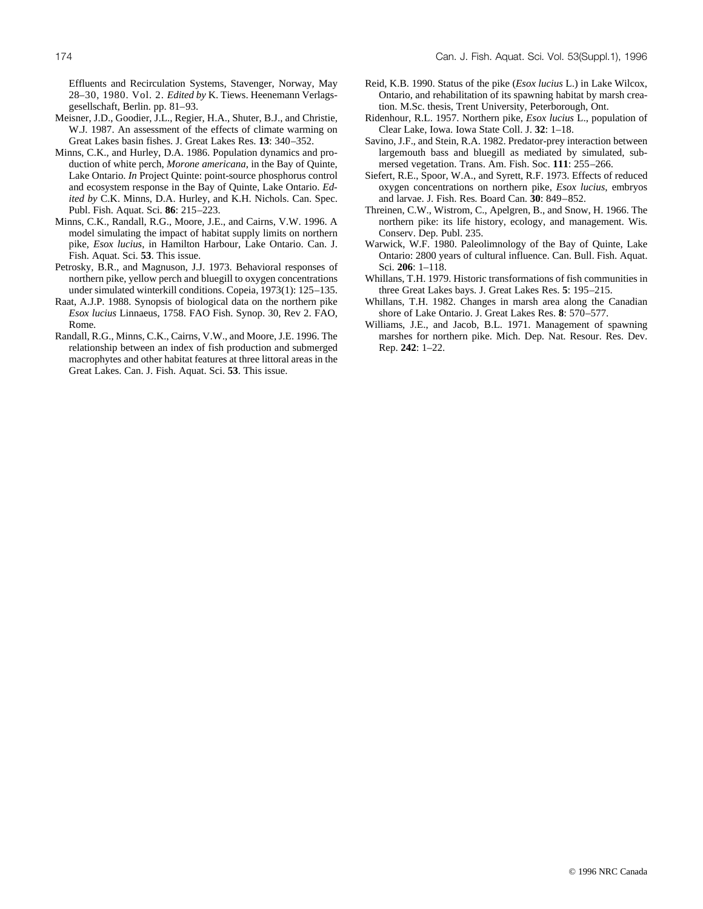Effluents and Recirculation Systems, Stavenger, Norway, May 28–30, 1980. Vol. 2. *Edited by* K. Tiews. Heenemann Verlagsgesellschaft, Berlin. pp. 81–93.

Meisner, J.D., Goodier, J.L., Regier, H.A., Shuter, B.J., and Christie, W.J. 1987. An assessment of the effects of climate warming on Great Lakes basin fishes. J. Great Lakes Res. **13**: 340–352.

Minns, C.K., and Hurley, D.A. 1986. Population dynamics and production of white perch, *Morone americana*, in the Bay of Quinte, Lake Ontario. *In* Project Quinte: point-source phosphorus control and ecosystem response in the Bay of Quinte, Lake Ontario. *Edited by* C.K. Minns, D.A. Hurley, and K.H. Nichols. Can. Spec. Publ. Fish. Aquat. Sci. **86**: 215–223.

Minns, C.K., Randall, R.G., Moore, J.E., and Cairns, V.W. 1996. A model simulating the impact of habitat supply limits on northern pike, *Esox lucius*, in Hamilton Harbour, Lake Ontario. Can. J. Fish. Aquat. Sci. **53**. This issue.

Petrosky, B.R., and Magnuson, J.J. 1973. Behavioral responses of northern pike, yellow perch and bluegill to oxygen concentrations under simulated winterkill conditions. Copeia, 1973(1): 125–135.

Raat, A.J.P. 1988. Synopsis of biological data on the northern pike *Esox lucius* Linnaeus, 1758. FAO Fish. Synop. 30, Rev 2. FAO, Rome.

Randall, R.G., Minns, C.K., Cairns, V.W., and Moore, J.E. 1996. The relationship between an index of fish production and submerged macrophytes and other habitat features at three littoral areas in the Great Lakes. Can. J. Fish. Aquat. Sci. **53**. This issue.

Reid, K.B. 1990. Status of the pike (*Esox lucius* L.) in Lake Wilcox, Ontario, and rehabilitation of its spawning habitat by marsh creation. M.Sc. thesis, Trent University, Peterborough, Ont.

Ridenhour, R.L. 1957. Northern pike, *Esox lucius* L., population of Clear Lake, Iowa. Iowa State Coll. J. **32**: 1–18.

Savino, J.F., and Stein, R.A. 1982. Predator-prey interaction between largemouth bass and bluegill as mediated by simulated, submersed vegetation. Trans. Am. Fish. Soc. **111**: 255–266.

Siefert, R.E., Spoor, W.A., and Syrett, R.F. 1973. Effects of reduced oxygen concentrations on northern pike, *Esox lucius*, embryos and larvae. J. Fish. Res. Board Can. **30**: 849–852.

Threinen, C.W., Wistrom, C., Apelgren, B., and Snow, H. 1966. The northern pike: its life history, ecology, and management. Wis. Conserv. Dep. Publ. 235.

Warwick, W.F. 1980. Paleolimnology of the Bay of Quinte, Lake Ontario: 2800 years of cultural influence. Can. Bull. Fish. Aquat. Sci. **206**: 1–118.

Whillans, T.H. 1979. Historic transformations of fish communities in three Great Lakes bays. J. Great Lakes Res. **5**: 195–215.

Whillans, T.H. 1982. Changes in marsh area along the Canadian shore of Lake Ontario. J. Great Lakes Res. **8**: 570–577.

Williams, J.E., and Jacob, B.L. 1971. Management of spawning marshes for northern pike. Mich. Dep. Nat. Resour. Res. Dev. Rep. **242**: 1–22.